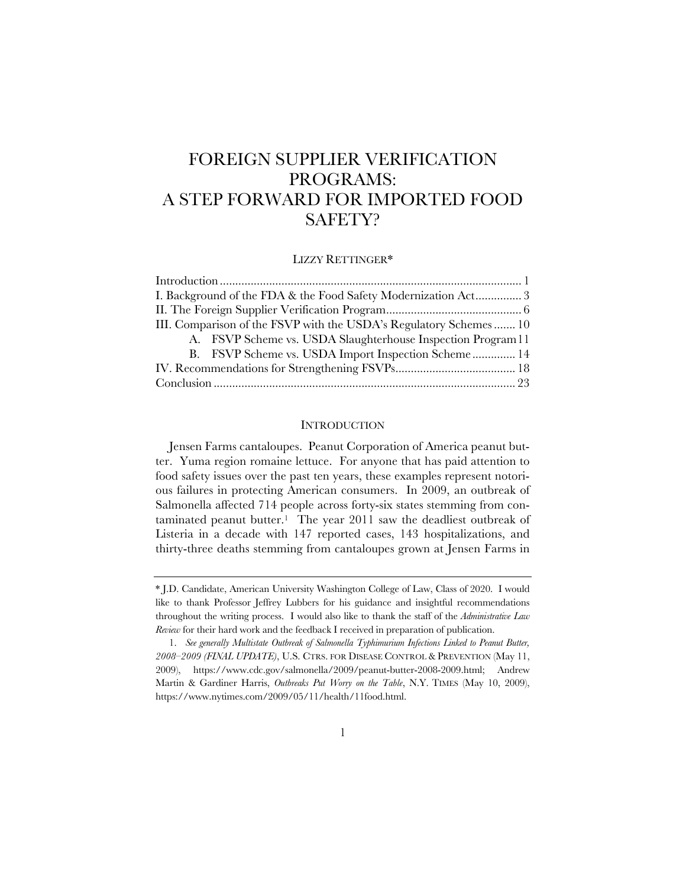# FOREIGN SUPPLIER VERIFICATION PROGRAMS: A STEP FORWARD FOR IMPORTED FOOD SAFETY?

LIZZY RETTINGER*

Introduction ................................................................................................ 1
I. Background of the FDA & the Food Safety Modernization Act ............... 3
II. The Foreign Supplier Verification Program ............................................ 6
III. Comparison of the FSVP with the USDA's Regulatory Schemes ....... 10
    A. FSVP Scheme vs. USDA Slaughterhouse Inspection Program 11
    B. FSVP Scheme vs. USDA Import Inspection Scheme .............. 14
IV. Recommendations for Strengthening FSVPs ....................................... 18
Conclusion ................................................................................................ 23

## INTRODUCTION

Jensen Farms cantaloupes. Peanut Corporation of America peanut butter. Yuma region romaine lettuce. For anyone that has paid attention to food safety issues over the past ten years, these examples represent notorious failures in protecting American consumers. In 2009, an outbreak of Salmonella affected 714 people across forty-six states stemming from contaminated peanut butter.[1] The year 2011 saw the deadliest outbreak of Listeria in a decade with 147 reported cases, 143 hospitalizations, and thirty-three deaths stemming from cantaloupes grown at Jensen Farms in

---

\* J.D. Candidate, American University Washington College of Law, Class of 2020. I would like to thank Professor Jeffrey Lubbers for his guidance and insightful recommendations throughout the writing process. I would also like to thank the staff of the *Administrative Law Review* for their hard work and the feedback I received in preparation of publication.

1. *See generally Multistate Outbreak of Salmonella Typhimurium Infections Linked to Peanut Butter, 2008–2009 (FINAL UPDATE)*, U.S. CTRS. FOR DISEASE CONTROL & PREVENTION (May 11, 2009), https://www.cdc.gov/salmonella/2009/peanut-butter-2008-2009.html; Andrew Martin & Gardiner Harris, *Outbreaks Put Worry on the Table*, N.Y. TIMES (May 10, 2009), https://www.nytimes.com/2009/05/11/health/11food.html.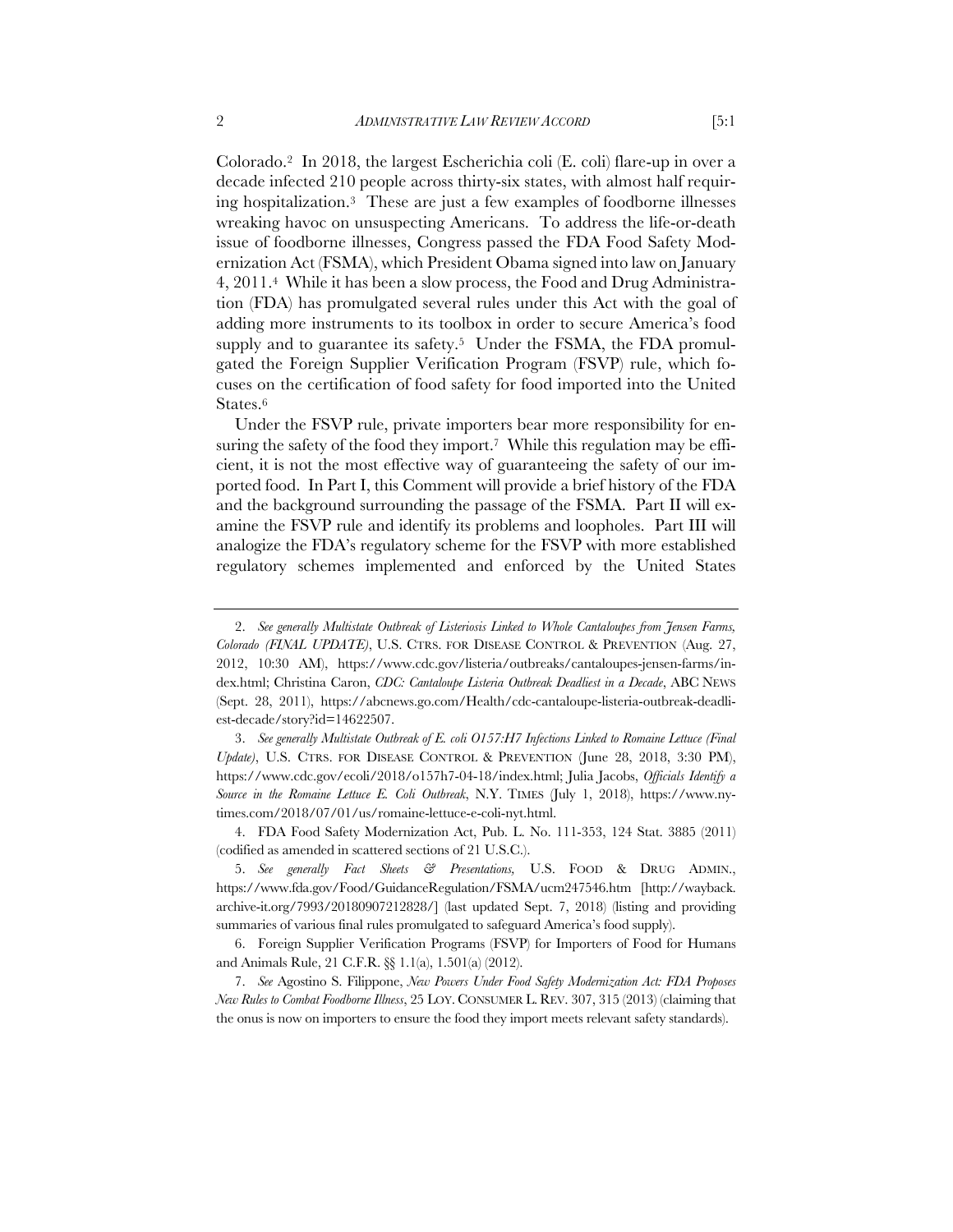Colorado.[2] In 2018, the largest Escherichia coli (E. coli) flare-up in over a decade infected 210 people across thirty-six states, with almost half requiring hospitalization.[3] These are just a few examples of foodborne illnesses wreaking havoc on unsuspecting Americans. To address the life-or-death issue of foodborne illnesses, Congress passed the FDA Food Safety Modernization Act (FSMA), which President Obama signed into law on January 4, 2011.[4] While it has been a slow process, the Food and Drug Administration (FDA) has promulgated several rules under this Act with the goal of adding more instruments to its toolbox in order to secure America's food supply and to guarantee its safety.[5] Under the FSMA, the FDA promulgated the Foreign Supplier Verification Program (FSVP) rule, which focuses on the certification of food safety for food imported into the United States.[6]

Under the FSVP rule, private importers bear more responsibility for ensuring the safety of the food they import.[7] While this regulation may be efficient, it is not the most effective way of guaranteeing the safety of our imported food. In Part I, this Comment will provide a brief history of the FDA and the background surrounding the passage of the FSMA. Part II will examine the FSVP rule and identify its problems and loopholes. Part III will analogize the FDA's regulatory scheme for the FSVP with more established regulatory schemes implemented and enforced by the United States

---

2. *See generally Multistate Outbreak of Listeriosis Linked to Whole Cantaloupes from Jensen Farms, Colorado (FINAL UPDATE)*, U.S. CTRS. FOR DISEASE CONTROL & PREVENTION (Aug. 27, 2012, 10:30 AM), https://www.cdc.gov/listeria/outbreaks/cantaloupes-jensen-farms/index.html; Christina Caron, *CDC: Cantaloupe Listeria Outbreak Deadliest in a Decade*, ABC NEWS (Sept. 28, 2011), https://abcnews.go.com/Health/cdc-cantaloupe-listeria-outbreak-deadliest-decade/story?id=14622507.

3. *See generally Multistate Outbreak of E. coli O157:H7 Infections Linked to Romaine Lettuce (Final Update)*, U.S. CTRS. FOR DISEASE CONTROL & PREVENTION (June 28, 2018, 3:30 PM), https://www.cdc.gov/ecoli/2018/o157h7-04-18/index.html; Julia Jacobs, *Officials Identify a Source in the Romaine Lettuce E. Coli Outbreak*, N.Y. TIMES (July 1, 2018), https://www.nytimes.com/2018/07/01/us/romaine-lettuce-e-coli-nyt.html.

4. FDA Food Safety Modernization Act, Pub. L. No. 111-353, 124 Stat. 3885 (2011) (codified as amended in scattered sections of 21 U.S.C.).

5. *See generally Fact Sheets & Presentations,* U.S. FOOD & DRUG ADMIN., https://www.fda.gov/Food/GuidanceRegulation/FSMA/ucm247546.htm [http://wayback.archive-it.org/7993/20180907212828/] (last updated Sept. 7, 2018) (listing and providing summaries of various final rules promulgated to safeguard America's food supply).

6. Foreign Supplier Verification Programs (FSVP) for Importers of Food for Humans and Animals Rule, 21 C.F.R. §§ 1.1(a), 1.501(a) (2012).

7. *See* Agostino S. Filippone, *New Powers Under Food Safety Modernization Act: FDA Proposes New Rules to Combat Foodborne Illness*, 25 LOY. CONSUMER L. REV. 307, 315 (2013) (claiming that the onus is now on importers to ensure the food they import meets relevant safety standards).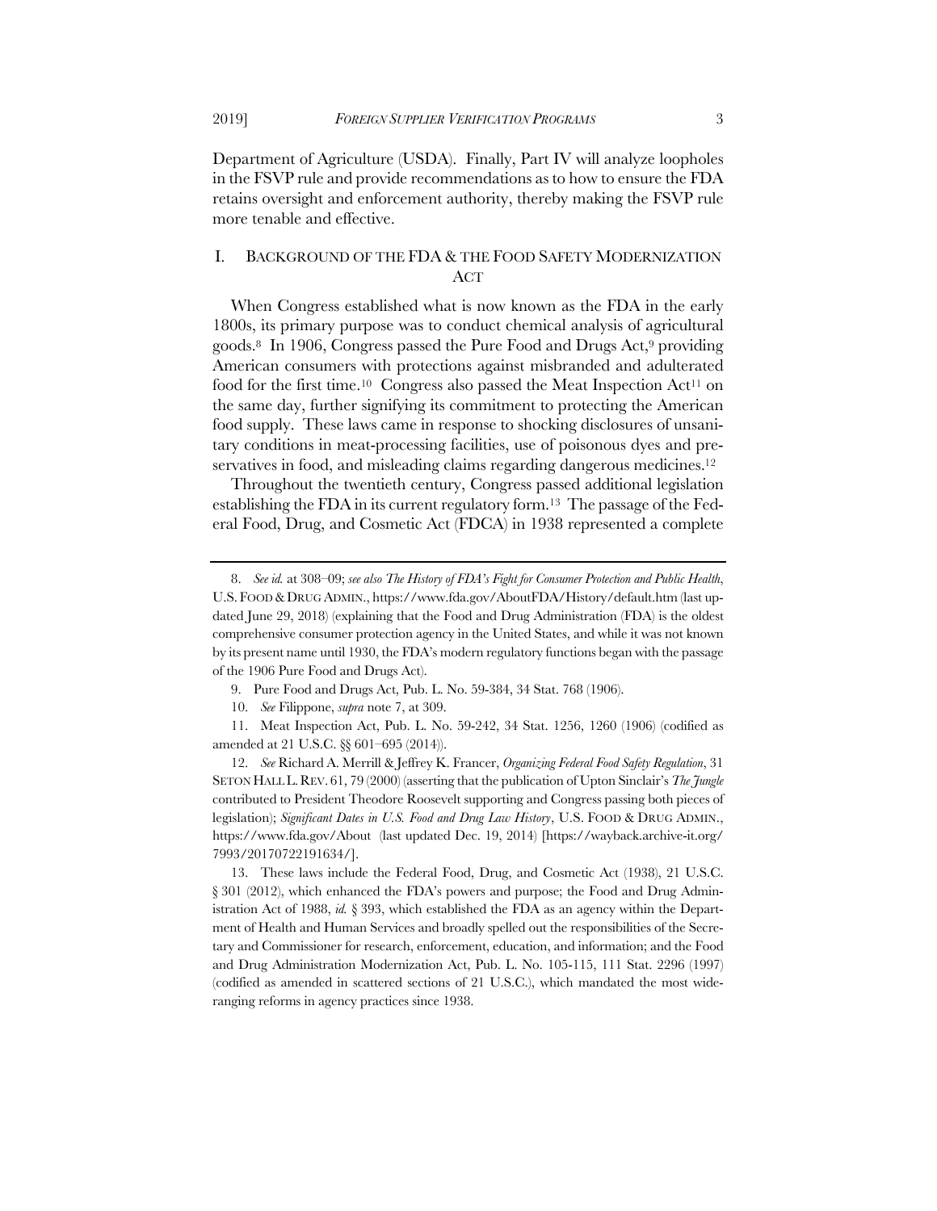Department of Agriculture (USDA). Finally, Part IV will analyze loopholes in the FSVP rule and provide recommendations as to how to ensure the FDA retains oversight and enforcement authority, thereby making the FSVP rule more tenable and effective.

## I. BACKGROUND OF THE FDA & THE FOOD SAFETY MODERNIZATION ACT

When Congress established what is now known as the FDA in the early 1800s, its primary purpose was to conduct chemical analysis of agricultural goods.[8] In 1906, Congress passed the Pure Food and Drugs Act,[9] providing American consumers with protections against misbranded and adulterated food for the first time.[10] Congress also passed the Meat Inspection Act[11] on the same day, further signifying its commitment to protecting the American food supply. These laws came in response to shocking disclosures of unsanitary conditions in meat-processing facilities, use of poisonous dyes and preservatives in food, and misleading claims regarding dangerous medicines.[12]

Throughout the twentieth century, Congress passed additional legislation establishing the FDA in its current regulatory form.[13] The passage of the Federal Food, Drug, and Cosmetic Act (FDCA) in 1938 represented a complete

---

8. *See id.* at 308–09; *see also The History of FDA's Fight for Consumer Protection and Public Health*, U.S. FOOD & DRUG ADMIN., https://www.fda.gov/AboutFDA/History/default.htm (last updated June 29, 2018) (explaining that the Food and Drug Administration (FDA) is the oldest comprehensive consumer protection agency in the United States, and while it was not known by its present name until 1930, the FDA's modern regulatory functions began with the passage of the 1906 Pure Food and Drugs Act).

9. Pure Food and Drugs Act, Pub. L. No. 59-384, 34 Stat. 768 (1906).

10. *See* Filippone, *supra* note 7, at 309.

11. Meat Inspection Act, Pub. L. No. 59-242, 34 Stat. 1256, 1260 (1906) (codified as amended at 21 U.S.C. §§ 601–695 (2014)).

12. *See* Richard A. Merrill & Jeffrey K. Francer, *Organizing Federal Food Safety Regulation*, 31 SETON HALL L. REV. 61, 79 (2000) (asserting that the publication of Upton Sinclair's *The Jungle* contributed to President Theodore Roosevelt supporting and Congress passing both pieces of legislation); *Significant Dates in U.S. Food and Drug Law History*, U.S. FOOD & DRUG ADMIN., https://www.fda.gov/About (last updated Dec. 19, 2014) [https://wayback.archive-it.org/7993/20170722191634/].

13. These laws include the Federal Food, Drug, and Cosmetic Act (1938), 21 U.S.C. § 301 (2012), which enhanced the FDA's powers and purpose; the Food and Drug Administration Act of 1988, *id.* § 393, which established the FDA as an agency within the Department of Health and Human Services and broadly spelled out the responsibilities of the Secretary and Commissioner for research, enforcement, education, and information; and the Food and Drug Administration Modernization Act, Pub. L. No. 105-115, 111 Stat. 2296 (1997) (codified as amended in scattered sections of 21 U.S.C.), which mandated the most wide-ranging reforms in agency practices since 1938.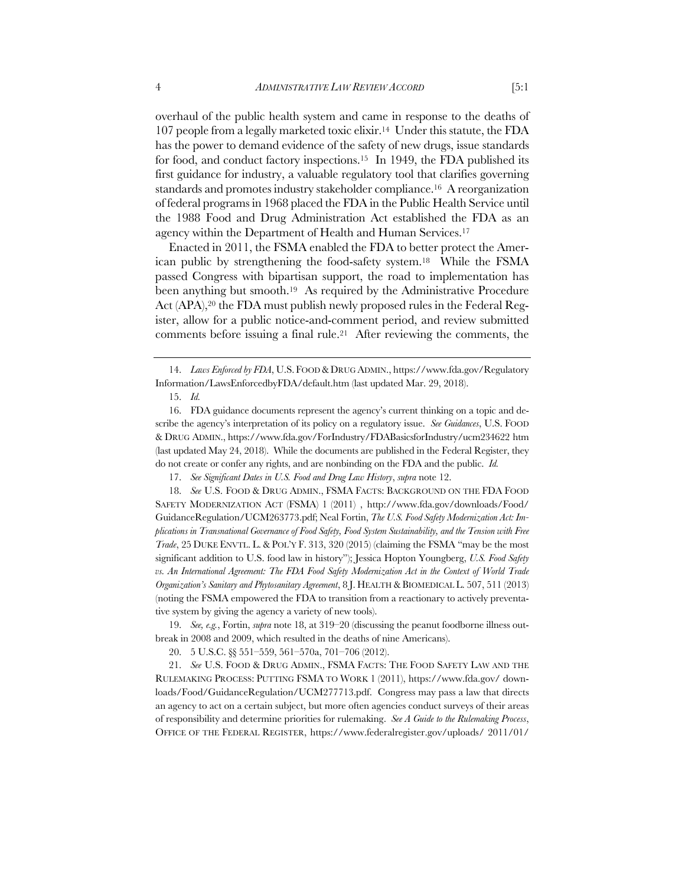overhaul of the public health system and came in response to the deaths of 107 people from a legally marketed toxic elixir.[14] Under this statute, the FDA has the power to demand evidence of the safety of new drugs, issue standards for food, and conduct factory inspections.[15] In 1949, the FDA published its first guidance for industry, a valuable regulatory tool that clarifies governing standards and promotes industry stakeholder compliance.[16] A reorganization of federal programs in 1968 placed the FDA in the Public Health Service until the 1988 Food and Drug Administration Act established the FDA as an agency within the Department of Health and Human Services.[17]

Enacted in 2011, the FSMA enabled the FDA to better protect the American public by strengthening the food-safety system.[18] While the FSMA passed Congress with bipartisan support, the road to implementation has been anything but smooth.[19] As required by the Administrative Procedure Act (APA),[20] the FDA must publish newly proposed rules in the Federal Register, allow for a public notice-and-comment period, and review submitted comments before issuing a final rule.[21] After reviewing the comments, the

---

14. *Laws Enforced by FDA*, U.S. FOOD & DRUG ADMIN., https://www.fda.gov/RegulatoryInformation/LawsEnforcedbyFDA/default.htm (last updated Mar. 29, 2018).

15. *Id.*

16. FDA guidance documents represent the agency's current thinking on a topic and describe the agency's interpretation of its policy on a regulatory issue. *See Guidances*, U.S. FOOD & DRUG ADMIN., https://www.fda.gov/ForIndustry/FDABasicsforIndustry/ucm234622 htm (last updated May 24, 2018). While the documents are published in the Federal Register, they do not create or confer any rights, and are nonbinding on the FDA and the public. *Id.*

17. *See Significant Dates in U.S. Food and Drug Law History*, *supra* note 12.

18. *See* U.S. FOOD & DRUG ADMIN., FSMA FACTS: BACKGROUND ON THE FDA FOOD SAFETY MODERNIZATION ACT (FSMA) 1 (2011) , http://www.fda.gov/downloads/Food/GuidanceRegulation/UCM263773.pdf; Neal Fortin, *The U.S. Food Safety Modernization Act: Implications in Transnational Governance of Food Safety, Food System Sustainability, and the Tension with Free Trade*, 25 DUKE ENVTL. L. & POL'Y F. 313, 320 (2015) (claiming the FSMA "may be the most significant addition to U.S. food law in history"); Jessica Hopton Youngberg, *U.S. Food Safety vs. An International Agreement: The FDA Food Safety Modernization Act in the Context of World Trade Organization's Sanitary and Phytosanitary Agreement*, 8 J. HEALTH & BIOMEDICAL L. 507, 511 (2013) (noting the FSMA empowered the FDA to transition from a reactionary to actively preventative system by giving the agency a variety of new tools).

19. *See, e.g.*, Fortin, *supra* note 18, at 319–20 (discussing the peanut foodborne illness outbreak in 2008 and 2009, which resulted in the deaths of nine Americans).

20. 5 U.S.C. §§ 551–559, 561–570a, 701–706 (2012).

21. *See* U.S. FOOD & DRUG ADMIN., FSMA FACTS: THE FOOD SAFETY LAW AND THE RULEMAKING PROCESS: PUTTING FSMA TO WORK 1 (2011), https://www.fda.gov/ downloads/Food/GuidanceRegulation/UCM277713.pdf. Congress may pass a law that directs an agency to act on a certain subject, but more often agencies conduct surveys of their areas of responsibility and determine priorities for rulemaking. *See A Guide to the Rulemaking Process*, OFFICE OF THE FEDERAL REGISTER, https://www.federalregister.gov/uploads/ 2011/01/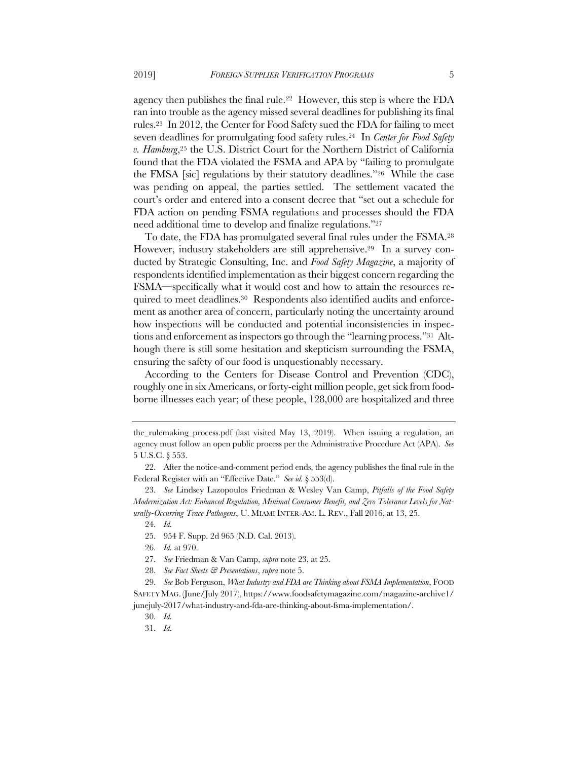agency then publishes the final rule.[22] However, this step is where the FDA ran into trouble as the agency missed several deadlines for publishing its final rules.[23] In 2012, the Center for Food Safety sued the FDA for failing to meet seven deadlines for promulgating food safety rules.[24] In *Center for Food Safety v. Hamburg*,[25] the U.S. District Court for the Northern District of California found that the FDA violated the FSMA and APA by "failing to promulgate the FMSA [sic] regulations by their statutory deadlines."[26] While the case was pending on appeal, the parties settled. The settlement vacated the court's order and entered into a consent decree that "set out a schedule for FDA action on pending FSMA regulations and processes should the FDA need additional time to develop and finalize regulations."[27]

To date, the FDA has promulgated several final rules under the FSMA.[28] However, industry stakeholders are still apprehensive.[29] In a survey conducted by Strategic Consulting, Inc. and *Food Safety Magazine*, a majority of respondents identified implementation as their biggest concern regarding the FSMA—specifically what it would cost and how to attain the resources required to meet deadlines.[30] Respondents also identified audits and enforcement as another area of concern, particularly noting the uncertainty around how inspections will be conducted and potential inconsistencies in inspections and enforcement as inspectors go through the "learning process."[31] Although there is still some hesitation and skepticism surrounding the FSMA, ensuring the safety of our food is unquestionably necessary.

According to the Centers for Disease Control and Prevention (CDC), roughly one in six Americans, or forty-eight million people, get sick from foodborne illnesses each year; of these people, 128,000 are hospitalized and three

---

the_rulemaking_process.pdf (last visited May 13, 2019). When issuing a regulation, an agency must follow an open public process per the Administrative Procedure Act (APA). *See* 5 U.S.C. § 553.

22. After the notice-and-comment period ends, the agency publishes the final rule in the Federal Register with an "Effective Date." *See id.* § 553(d).

23. *See* Lindsey Lazopoulos Friedman & Wesley Van Camp, *Pitfalls of the Food Safety Modernization Act: Enhanced Regulation, Minimal Consumer Benefit, and Zero Tolerance Levels for Naturally-Occurring Trace Pathogens*, U. MIAMI INTER-AM. L. REV., Fall 2016, at 13, 25.

24. *Id.*

25. 954 F. Supp. 2d 965 (N.D. Cal. 2013).

26. *Id.* at 970.

27. *See* Friedman & Van Camp, *supra* note 23, at 25.

28. *See Fact Sheets & Presentations*, *supra* note 5.

29. *See* Bob Ferguson, *What Industry and FDA are Thinking about FSMA Implementation*, FOOD SAFETY MAG. (June/July 2017), https://www.foodsafetymagazine.com/magazine-archive1/junejuly-2017/what-industry-and-fda-are-thinking-about-fsma-implementation/.

30. *Id.*

31. *Id.*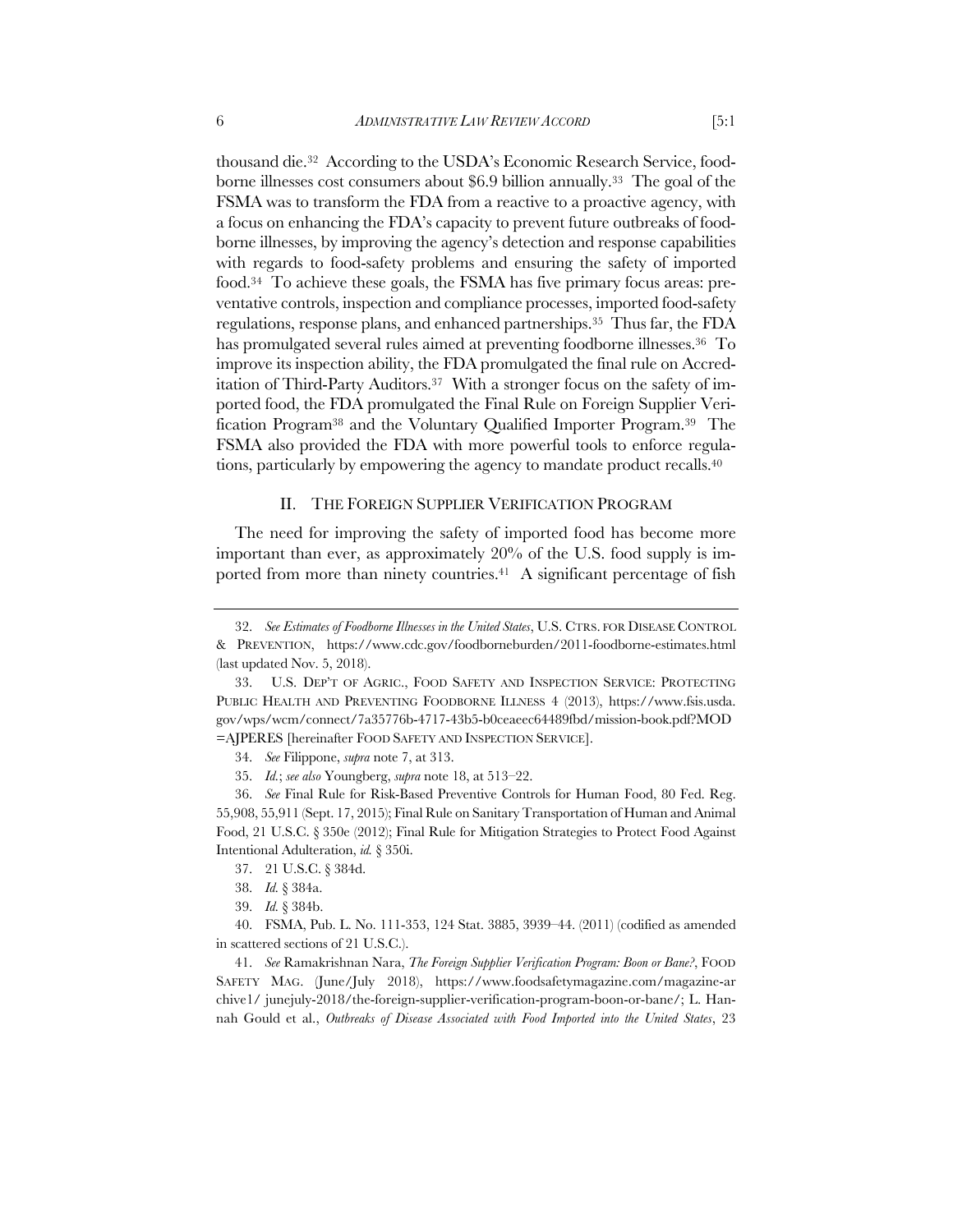thousand die.[32] According to the USDA's Economic Research Service, foodborne illnesses cost consumers about $6.9 billion annually.[33] The goal of the FSMA was to transform the FDA from a reactive to a proactive agency, with a focus on enhancing the FDA's capacity to prevent future outbreaks of foodborne illnesses, by improving the agency's detection and response capabilities with regards to food-safety problems and ensuring the safety of imported food.[34] To achieve these goals, the FSMA has five primary focus areas: preventative controls, inspection and compliance processes, imported food-safety regulations, response plans, and enhanced partnerships.[35] Thus far, the FDA has promulgated several rules aimed at preventing foodborne illnesses.[36] To improve its inspection ability, the FDA promulgated the final rule on Accreditation of Third-Party Auditors.[37] With a stronger focus on the safety of imported food, the FDA promulgated the Final Rule on Foreign Supplier Verification Program[38] and the Voluntary Qualified Importer Program.[39] The FSMA also provided the FDA with more powerful tools to enforce regulations, particularly by empowering the agency to mandate product recalls.[40]

## II. THE FOREIGN SUPPLIER VERIFICATION PROGRAM

The need for improving the safety of imported food has become more important than ever, as approximately 20% of the U.S. food supply is imported from more than ninety countries.[41] A significant percentage of fish

---

32. *See Estimates of Foodborne Illnesses in the United States*, U.S. CTRS. FOR DISEASE CONTROL & PREVENTION, https://www.cdc.gov/foodborneburden/2011-foodborne-estimates.html (last updated Nov. 5, 2018).

33. U.S. DEP'T OF AGRIC., FOOD SAFETY AND INSPECTION SERVICE: PROTECTING PUBLIC HEALTH AND PREVENTING FOODBORNE ILLNESS 4 (2013), https://www.fsis.usda.gov/wps/wcm/connect/7a35776b-4717-43b5-b0ceaeec64489fbd/mission-book.pdf?MOD=AJPERES [hereinafter FOOD SAFETY AND INSPECTION SERVICE].

34. *See* Filippone, *supra* note 7, at 313.

35. *Id.*; *see also* Youngberg, *supra* note 18, at 513–22.

36. *See* Final Rule for Risk-Based Preventive Controls for Human Food, 80 Fed. Reg. 55,908, 55,911 (Sept. 17, 2015); Final Rule on Sanitary Transportation of Human and Animal Food, 21 U.S.C. § 350e (2012); Final Rule for Mitigation Strategies to Protect Food Against Intentional Adulteration, *id.* § 350i.

37. 21 U.S.C. § 384d.

38. *Id.* § 384a.

39. *Id.* § 384b.

40. FSMA, Pub. L. No. 111-353, 124 Stat. 3885, 3939–44. (2011) (codified as amended in scattered sections of 21 U.S.C.).

41. *See* Ramakrishnan Nara, *The Foreign Supplier Verification Program: Boon or Bane?*, FOOD SAFETY MAG. (June/July 2018), https://www.foodsafetymagazine.com/magazine-archive1/ junejuly-2018/the-foreign-supplier-verification-program-boon-or-bane/; L. Hannah Gould et al., *Outbreaks of Disease Associated with Food Imported into the United States*, 23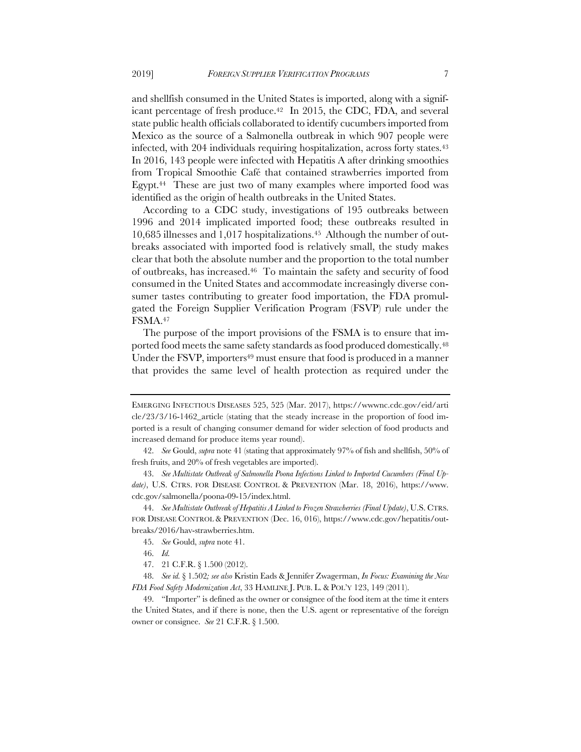and shellfish consumed in the United States is imported, along with a significant percentage of fresh produce.[42] In 2015, the CDC, FDA, and several state public health officials collaborated to identify cucumbers imported from Mexico as the source of a Salmonella outbreak in which 907 people were infected, with 204 individuals requiring hospitalization, across forty states.[43] In 2016, 143 people were infected with Hepatitis A after drinking smoothies from Tropical Smoothie Café that contained strawberries imported from Egypt.[44] These are just two of many examples where imported food was identified as the origin of health outbreaks in the United States.

According to a CDC study, investigations of 195 outbreaks between 1996 and 2014 implicated imported food; these outbreaks resulted in 10,685 illnesses and 1,017 hospitalizations.[45] Although the number of outbreaks associated with imported food is relatively small, the study makes clear that both the absolute number and the proportion to the total number of outbreaks, has increased.[46] To maintain the safety and security of food consumed in the United States and accommodate increasingly diverse consumer tastes contributing to greater food importation, the FDA promulgated the Foreign Supplier Verification Program (FSVP) rule under the FSMA.[47]

The purpose of the import provisions of the FSMA is to ensure that imported food meets the same safety standards as food produced domestically.[48] Under the FSVP, importers[49] must ensure that food is produced in a manner that provides the same level of health protection as required under the

---

EMERGING INFECTIOUS DISEASES 525, 525 (Mar. 2017), https://wwwnc.cdc.gov/eid/article/23/3/16-1462_article (stating that the steady increase in the proportion of food imported is a result of changing consumer demand for wider selection of food products and increased demand for produce items year round).

42. *See* Gould, *supra* note 41 (stating that approximately 97% of fish and shellfish, 50% of fresh fruits, and 20% of fresh vegetables are imported).

43. *See Multistate Outbreak of Salmonella Poona Infections Linked to Imported Cucumbers (Final Update)*, U.S. CTRS. FOR DISEASE CONTROL & PREVENTION (Mar. 18, 2016), https://www.cdc.gov/salmonella/poona-09-15/index.html.

44. *See Multistate Outbreak of Hepatitis A Linked to Frozen Strawberries (Final Update)*, U.S. CTRS. FOR DISEASE CONTROL & PREVENTION (Dec. 16, 016), https://www.cdc.gov/hepatitis/outbreaks/2016/hav-strawberries.htm.

45. *See* Gould, *supra* note 41.

46. *Id.*

47. 21 C.F.R. § 1.500 (2012).

48. *See id.* § 1.502*; see also* Kristin Eads & Jennifer Zwagerman, *In Focus: Examining the New FDA Food Safety Modernization Act*, 33 HAMLINE J. PUB. L. & POL'Y 123, 149 (2011).

49. "Importer" is defined as the owner or consignee of the food item at the time it enters the United States, and if there is none, then the U.S. agent or representative of the foreign owner or consignee. *See* 21 C.F.R. § 1.500.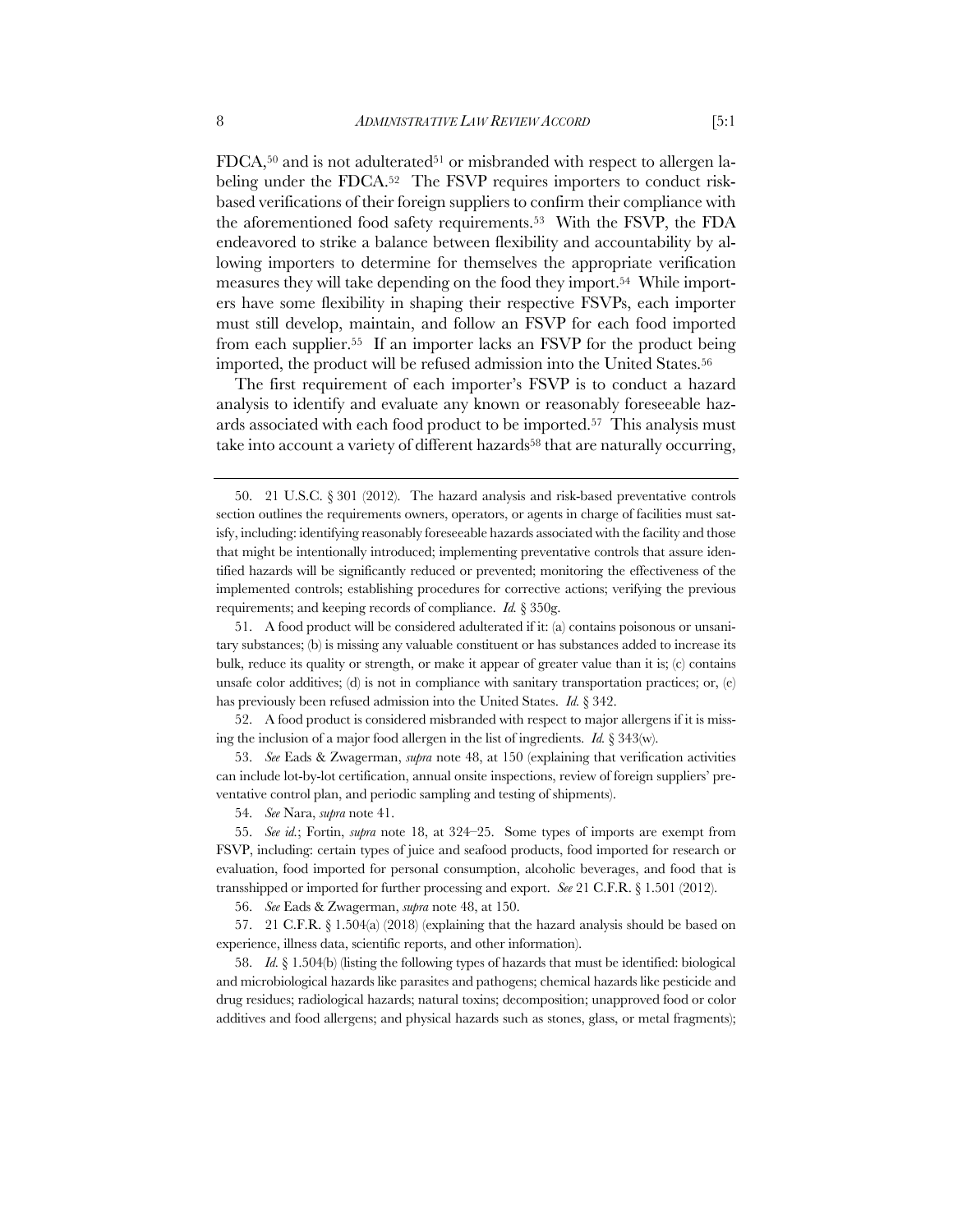FDCA,[50] and is not adulterated[51] or misbranded with respect to allergen labeling under the FDCA.[52] The FSVP requires importers to conduct risk-based verifications of their foreign suppliers to confirm their compliance with the aforementioned food safety requirements.[53] With the FSVP, the FDA endeavored to strike a balance between flexibility and accountability by allowing importers to determine for themselves the appropriate verification measures they will take depending on the food they import.[54] While importers have some flexibility in shaping their respective FSVPs, each importer must still develop, maintain, and follow an FSVP for each food imported from each supplier.[55] If an importer lacks an FSVP for the product being imported, the product will be refused admission into the United States.[56]

The first requirement of each importer's FSVP is to conduct a hazard analysis to identify and evaluate any known or reasonably foreseeable hazards associated with each food product to be imported.[57] This analysis must take into account a variety of different hazards[58] that are naturally occurring,

---

50. 21 U.S.C. § 301 (2012). The hazard analysis and risk-based preventative controls section outlines the requirements owners, operators, or agents in charge of facilities must satisfy, including: identifying reasonably foreseeable hazards associated with the facility and those that might be intentionally introduced; implementing preventative controls that assure identified hazards will be significantly reduced or prevented; monitoring the effectiveness of the implemented controls; establishing procedures for corrective actions; verifying the previous requirements; and keeping records of compliance. *Id.* § 350g.

51. A food product will be considered adulterated if it: (a) contains poisonous or unsanitary substances; (b) is missing any valuable constituent or has substances added to increase its bulk, reduce its quality or strength, or make it appear of greater value than it is; (c) contains unsafe color additives; (d) is not in compliance with sanitary transportation practices; or, (e) has previously been refused admission into the United States. *Id.* § 342.

52. A food product is considered misbranded with respect to major allergens if it is missing the inclusion of a major food allergen in the list of ingredients. *Id.* § 343(w).

53. *See* Eads & Zwagerman, *supra* note 48, at 150 (explaining that verification activities can include lot-by-lot certification, annual onsite inspections, review of foreign suppliers' preventative control plan, and periodic sampling and testing of shipments).

54. *See* Nara, *supra* note 41.

55. *See id.*; Fortin, *supra* note 18, at 324–25. Some types of imports are exempt from FSVP, including: certain types of juice and seafood products, food imported for research or evaluation, food imported for personal consumption, alcoholic beverages, and food that is transshipped or imported for further processing and export. *See* 21 C.F.R. § 1.501 (2012).

56. *See* Eads & Zwagerman, *supra* note 48, at 150.

57. 21 C.F.R. § 1.504(a) (2018) (explaining that the hazard analysis should be based on experience, illness data, scientific reports, and other information).

58. *Id.* § 1.504(b) (listing the following types of hazards that must be identified: biological and microbiological hazards like parasites and pathogens; chemical hazards like pesticide and drug residues; radiological hazards; natural toxins; decomposition; unapproved food or color additives and food allergens; and physical hazards such as stones, glass, or metal fragments);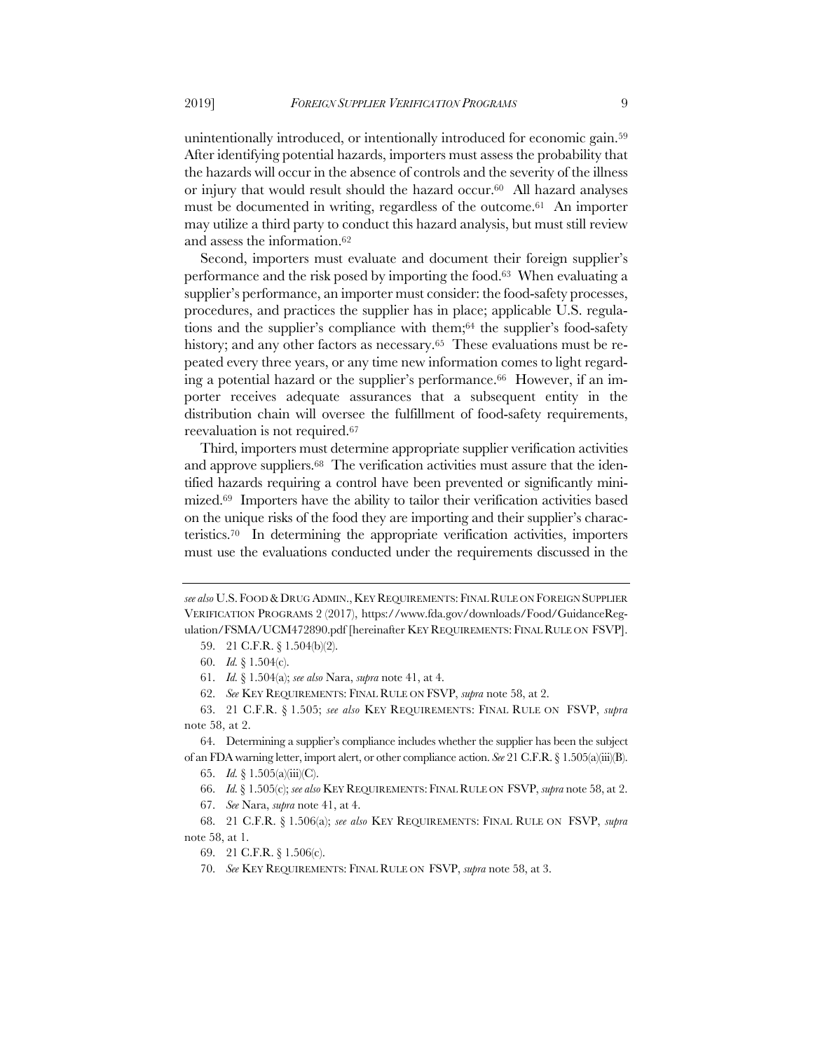unintentionally introduced, or intentionally introduced for economic gain.[59] After identifying potential hazards, importers must assess the probability that the hazards will occur in the absence of controls and the severity of the illness or injury that would result should the hazard occur.[60] All hazard analyses must be documented in writing, regardless of the outcome.[61] An importer may utilize a third party to conduct this hazard analysis, but must still review and assess the information.[62]

Second, importers must evaluate and document their foreign supplier's performance and the risk posed by importing the food.[63] When evaluating a supplier's performance, an importer must consider: the food-safety processes, procedures, and practices the supplier has in place; applicable U.S. regulations and the supplier's compliance with them;[64] the supplier's food-safety history; and any other factors as necessary.[65] These evaluations must be repeated every three years, or any time new information comes to light regarding a potential hazard or the supplier's performance.[66] However, if an importer receives adequate assurances that a subsequent entity in the distribution chain will oversee the fulfillment of food-safety requirements, reevaluation is not required.[67]

Third, importers must determine appropriate supplier verification activities and approve suppliers.[68] The verification activities must assure that the identified hazards requiring a control have been prevented or significantly minimized.[69] Importers have the ability to tailor their verification activities based on the unique risks of the food they are importing and their supplier's characteristics.[70] In determining the appropriate verification activities, importers must use the evaluations conducted under the requirements discussed in the

---

*see also* U.S. FOOD & DRUG ADMIN., KEY REQUIREMENTS: FINAL RULE ON FOREIGN SUPPLIER VERIFICATION PROGRAMS 2 (2017), https://www.fda.gov/downloads/Food/GuidanceRegulation/FSMA/UCM472890.pdf [hereinafter KEY REQUIREMENTS: FINAL RULE ON FSVP].

59. 21 C.F.R. § 1.504(b)(2).

60. *Id.* § 1.504(c).

61. *Id.* § 1.504(a); *see also* Nara, *supra* note 41, at 4.

62. *See* KEY REQUIREMENTS: FINAL RULE ON FSVP, *supra* note 58, at 2.

63. 21 C.F.R. § 1.505; *see also* KEY REQUIREMENTS: FINAL RULE ON FSVP, *supra* note 58, at 2.

64. Determining a supplier's compliance includes whether the supplier has been the subject of an FDA warning letter, import alert, or other compliance action. *See* 21 C.F.R. § 1.505(a)(iii)(B).

65. *Id.* § 1.505(a)(iii)(C).

66. *Id.* § 1.505(c); *see also* KEY REQUIREMENTS: FINAL RULE ON FSVP, *supra* note 58, at 2.

67. *See* Nara, *supra* note 41, at 4.

68. 21 C.F.R. § 1.506(a); *see also* KEY REQUIREMENTS: FINAL RULE ON FSVP, *supra* note 58, at 1.

69. 21 C.F.R. § 1.506(c).

70. *See* KEY REQUIREMENTS: FINAL RULE ON FSVP, *supra* note 58, at 3.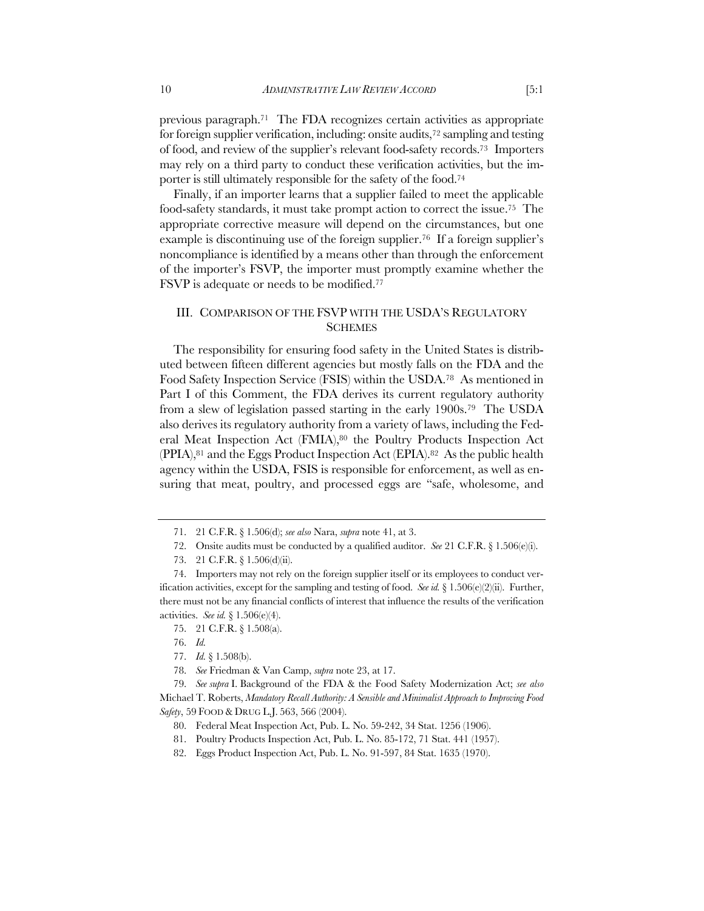previous paragraph.[71] The FDA recognizes certain activities as appropriate for foreign supplier verification, including: onsite audits,[72] sampling and testing of food, and review of the supplier's relevant food-safety records.[73] Importers may rely on a third party to conduct these verification activities, but the importer is still ultimately responsible for the safety of the food.[74]

Finally, if an importer learns that a supplier failed to meet the applicable food-safety standards, it must take prompt action to correct the issue.[75] The appropriate corrective measure will depend on the circumstances, but one example is discontinuing use of the foreign supplier.[76] If a foreign supplier's noncompliance is identified by a means other than through the enforcement of the importer's FSVP, the importer must promptly examine whether the FSVP is adequate or needs to be modified.[77]

## III. COMPARISON OF THE FSVP WITH THE USDA'S REGULATORY SCHEMES

The responsibility for ensuring food safety in the United States is distributed between fifteen different agencies but mostly falls on the FDA and the Food Safety Inspection Service (FSIS) within the USDA.[78] As mentioned in Part I of this Comment, the FDA derives its current regulatory authority from a slew of legislation passed starting in the early 1900s.[79] The USDA also derives its regulatory authority from a variety of laws, including the Federal Meat Inspection Act (FMIA),[80] the Poultry Products Inspection Act (PPIA),[81] and the Eggs Product Inspection Act (EPIA).[82] As the public health agency within the USDA, FSIS is responsible for enforcement, as well as ensuring that meat, poultry, and processed eggs are "safe, wholesome, and

---

71. 21 C.F.R. § 1.506(d); *see also* Nara, *supra* note 41, at 3.

72. Onsite audits must be conducted by a qualified auditor. *See* 21 C.F.R. § 1.506(e)(i).

73. 21 C.F.R. § 1.506(d)(ii).

74. Importers may not rely on the foreign supplier itself or its employees to conduct verification activities, except for the sampling and testing of food. *See id.* § 1.506(e)(2)(ii). Further, there must not be any financial conflicts of interest that influence the results of the verification activities. *See id.* § 1.506(e)(4).

75. 21 C.F.R. § 1.508(a).

76. *Id.*

77. *Id.* § 1.508(b).

78. *See* Friedman & Van Camp, *supra* note 23, at 17.

79. *See supra* I. Background of the FDA & the Food Safety Modernization Act; *see also* Michael T. Roberts, *Mandatory Recall Authority: A Sensible and Minimalist Approach to Improving Food Safety*, 59 FOOD & DRUG L.J. 563, 566 (2004).

80. Federal Meat Inspection Act, Pub. L. No. 59-242, 34 Stat. 1256 (1906).

81. Poultry Products Inspection Act, Pub. L. No. 85-172, 71 Stat. 441 (1957).

82. Eggs Product Inspection Act, Pub. L. No. 91-597, 84 Stat. 1635 (1970).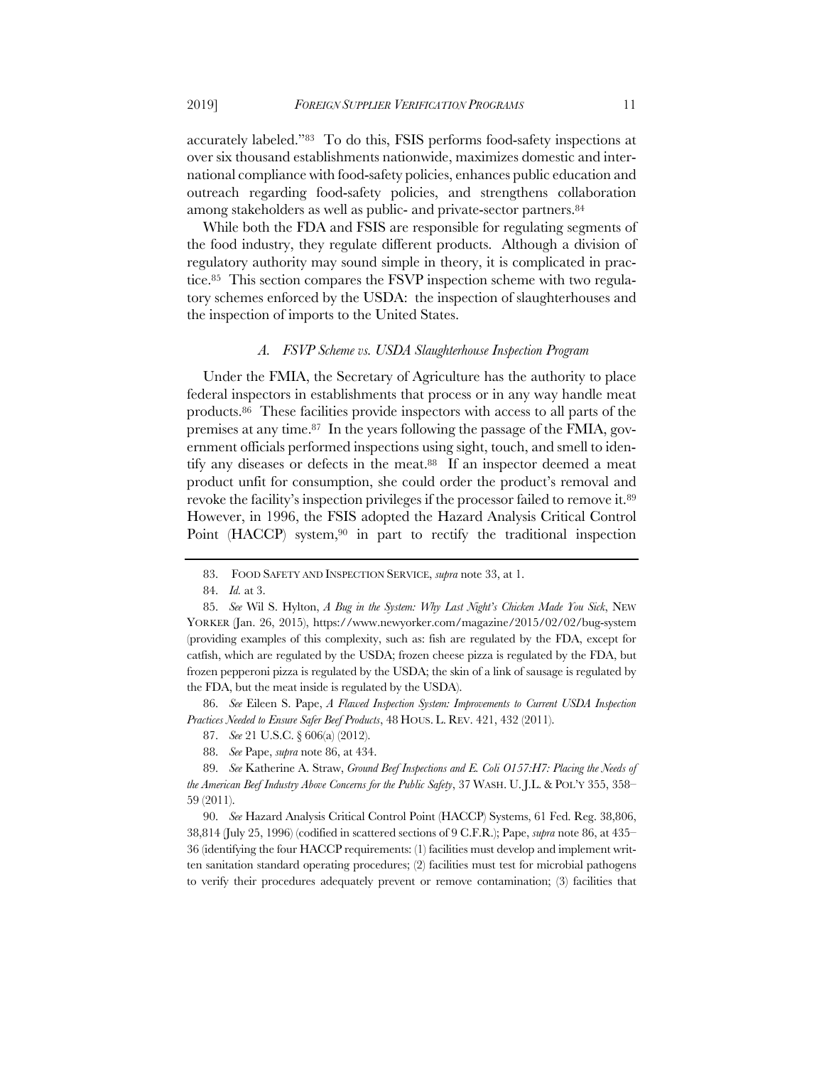accurately labeled."[83] To do this, FSIS performs food-safety inspections at over six thousand establishments nationwide, maximizes domestic and international compliance with food-safety policies, enhances public education and outreach regarding food-safety policies, and strengthens collaboration among stakeholders as well as public- and private-sector partners.[84]

While both the FDA and FSIS are responsible for regulating segments of the food industry, they regulate different products. Although a division of regulatory authority may sound simple in theory, it is complicated in practice.[85] This section compares the FSVP inspection scheme with two regulatory schemes enforced by the USDA: the inspection of slaughterhouses and the inspection of imports to the United States.

### *A. FSVP Scheme vs. USDA Slaughterhouse Inspection Program*

Under the FMIA, the Secretary of Agriculture has the authority to place federal inspectors in establishments that process or in any way handle meat products.[86] These facilities provide inspectors with access to all parts of the premises at any time.[87] In the years following the passage of the FMIA, government officials performed inspections using sight, touch, and smell to identify any diseases or defects in the meat.[88] If an inspector deemed a meat product unfit for consumption, she could order the product's removal and revoke the facility's inspection privileges if the processor failed to remove it.[89] However, in 1996, the FSIS adopted the Hazard Analysis Critical Control Point (HACCP) system,[90] in part to rectify the traditional inspection

---

83. FOOD SAFETY AND INSPECTION SERVICE, *supra* note 33, at 1.

84. *Id.* at 3.

85. *See* Wil S. Hylton, *A Bug in the System: Why Last Night's Chicken Made You Sick*, NEW YORKER (Jan. 26, 2015), https://www.newyorker.com/magazine/2015/02/02/bug-system (providing examples of this complexity, such as: fish are regulated by the FDA, except for catfish, which are regulated by the USDA; frozen cheese pizza is regulated by the FDA, but frozen pepperoni pizza is regulated by the USDA; the skin of a link of sausage is regulated by the FDA, but the meat inside is regulated by the USDA).

86. *See* Eileen S. Pape, *A Flawed Inspection System: Improvements to Current USDA Inspection Practices Needed to Ensure Safer Beef Products*, 48 HOUS. L. REV. 421, 432 (2011).

87. *See* 21 U.S.C. § 606(a) (2012).

88. *See* Pape, *supra* note 86, at 434.

89. *See* Katherine A. Straw, *Ground Beef Inspections and E. Coli O157:H7: Placing the Needs of the American Beef Industry Above Concerns for the Public Safety*, 37 WASH. U. J.L. & POL'Y 355, 358–59 (2011).

90. *See* Hazard Analysis Critical Control Point (HACCP) Systems, 61 Fed. Reg. 38,806, 38,814 (July 25, 1996) (codified in scattered sections of 9 C.F.R.); Pape, *supra* note 86, at 435–36 (identifying the four HACCP requirements: (1) facilities must develop and implement written sanitation standard operating procedures; (2) facilities must test for microbial pathogens to verify their procedures adequately prevent or remove contamination; (3) facilities that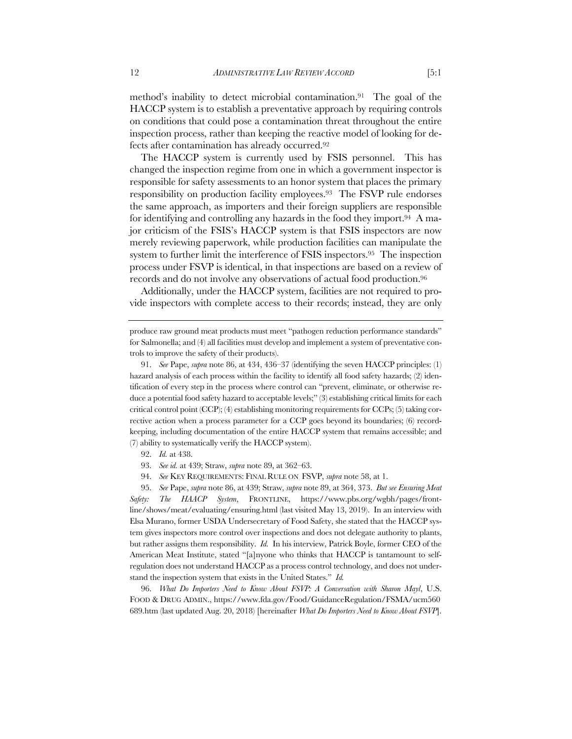method's inability to detect microbial contamination.[91] The goal of the HACCP system is to establish a preventative approach by requiring controls on conditions that could pose a contamination threat throughout the entire inspection process, rather than keeping the reactive model of looking for defects after contamination has already occurred.[92]

The HACCP system is currently used by FSIS personnel. This has changed the inspection regime from one in which a government inspector is responsible for safety assessments to an honor system that places the primary responsibility on production facility employees.[93] The FSVP rule endorses the same approach, as importers and their foreign suppliers are responsible for identifying and controlling any hazards in the food they import.[94] A major criticism of the FSIS's HACCP system is that FSIS inspectors are now merely reviewing paperwork, while production facilities can manipulate the system to further limit the interference of FSIS inspectors.[95] The inspection process under FSVP is identical, in that inspections are based on a review of records and do not involve any observations of actual food production.[96]

Additionally, under the HACCP system, facilities are not required to provide inspectors with complete access to their records; instead, they are only

---

produce raw ground meat products must meet "pathogen reduction performance standards" for Salmonella; and (4) all facilities must develop and implement a system of preventative controls to improve the safety of their products).

91. *See* Pape, *supra* note 86, at 434, 436–37 (identifying the seven HACCP principles: (1) hazard analysis of each process within the facility to identify all food safety hazards; (2) identification of every step in the process where control can "prevent, eliminate, or otherwise reduce a potential food safety hazard to acceptable levels;" (3) establishing critical limits for each critical control point (CCP); (4) establishing monitoring requirements for CCPs; (5) taking corrective action when a process parameter for a CCP goes beyond its boundaries; (6) recordkeeping, including documentation of the entire HACCP system that remains accessible; and (7) ability to systematically verify the HACCP system).

92. *Id.* at 438.

93. *See id.* at 439; Straw, *supra* note 89, at 362–63.

94. *See* KEY REQUIREMENTS: FINAL RULE ON FSVP, *supra* note 58, at 1.

95. *See* Pape, *supra* note 86, at 439; Straw, *supra* note 89, at 364, 373. *But see Ensuring Meat Safety: The HAACP System*, FRONTLINE, https://www.pbs.org/wgbh/pages/frontline/shows/meat/evaluating/ensuring.html (last visited May 13, 2019). In an interview with Elsa Murano, former USDA Undersecretary of Food Safety, she stated that the HACCP system gives inspectors more control over inspections and does not delegate authority to plants, but rather assigns them responsibility. *Id.* In his interview, Patrick Boyle, former CEO of the American Meat Institute, stated "[a]nyone who thinks that HACCP is tantamount to self-regulation does not understand HACCP as a process control technology, and does not understand the inspection system that exists in the United States." *Id.*

96. *What Do Importers Need to Know About FSVP: A Conversation with Sharon Mayl*, U.S. FOOD & DRUG ADMIN., https://www.fda.gov/Food/GuidanceRegulation/FSMA/ucm560689.htm (last updated Aug. 20, 2018) [hereinafter *What Do Importers Need to Know About FSVP*].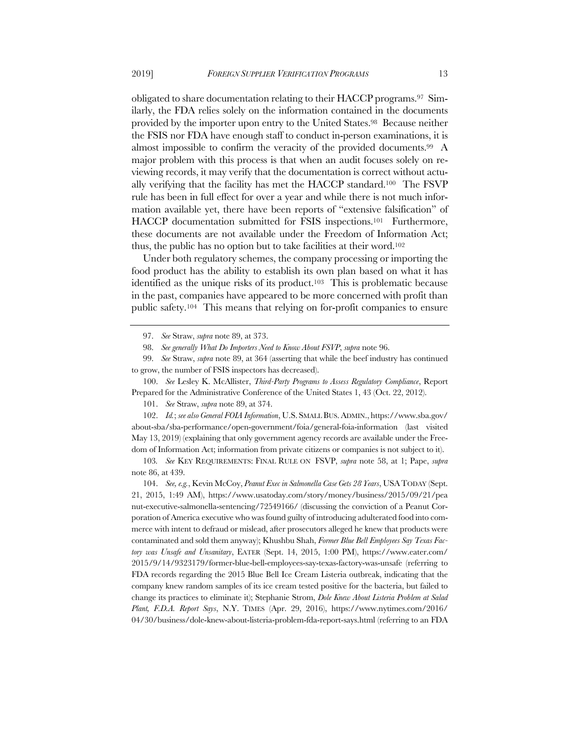obligated to share documentation relating to their HACCP programs.[97] Similarly, the FDA relies solely on the information contained in the documents provided by the importer upon entry to the United States.[98] Because neither the FSIS nor FDA have enough staff to conduct in-person examinations, it is almost impossible to confirm the veracity of the provided documents.[99] A major problem with this process is that when an audit focuses solely on reviewing records, it may verify that the documentation is correct without actually verifying that the facility has met the HACCP standard.[100] The FSVP rule has been in full effect for over a year and while there is not much information available yet, there have been reports of "extensive falsification" of HACCP documentation submitted for FSIS inspections.[101] Furthermore, these documents are not available under the Freedom of Information Act; thus, the public has no option but to take facilities at their word.[102]

Under both regulatory schemes, the company processing or importing the food product has the ability to establish its own plan based on what it has identified as the unique risks of its product.[103] This is problematic because in the past, companies have appeared to be more concerned with profit than public safety.[104] This means that relying on for-profit companies to ensure

---

97. *See* Straw, *supra* note 89, at 373.

98. *See generally What Do Importers Need to Know About FSVP*, *supra* note 96.

99. *See* Straw, *supra* note 89, at 364 (asserting that while the beef industry has continued to grow, the number of FSIS inspectors has decreased).

100. *See* Lesley K. McAllister, *Third-Party Programs to Assess Regulatory Compliance*, Report Prepared for the Administrative Conference of the United States 1, 43 (Oct. 22, 2012).

101. *See* Straw, *supra* note 89, at 374.

102. *Id.*; *see also General FOIA Information*, U.S. SMALL BUS. ADMIN., https://www.sba.gov/about-sba/sba-performance/open-government/foia/general-foia-information (last visited May 13, 2019) (explaining that only government agency records are available under the Freedom of Information Act; information from private citizens or companies is not subject to it).

103. *See* KEY REQUIREMENTS: FINAL RULE ON FSVP, *supra* note 58, at 1; Pape, *supra* note 86, at 439.

104. *See, e.g.*, Kevin McCoy, *Peanut Exec in Salmonella Case Gets 28 Years*, USA TODAY (Sept. 21, 2015, 1:49 AM), https://www.usatoday.com/story/money/business/2015/09/21/peanut-executive-salmonella-sentencing/72549166/ (discussing the conviction of a Peanut Corporation of America executive who was found guilty of introducing adulterated food into commerce with intent to defraud or mislead, after prosecutors alleged he knew that products were contaminated and sold them anyway); Khushbu Shah, *Former Blue Bell Employees Say Texas Factory was Unsafe and Unsanitary*, EATER (Sept. 14, 2015, 1:00 PM), https://www.eater.com/2015/9/14/9323179/former-blue-bell-employees-say-texas-factory-was-unsafe (referring to FDA records regarding the 2015 Blue Bell Ice Cream Listeria outbreak, indicating that the company knew random samples of its ice cream tested positive for the bacteria, but failed to change its practices to eliminate it); Stephanie Strom, *Dole Knew About Listeria Problem at Salad Plant, F.D.A. Report Says*, N.Y. TIMES (Apr. 29, 2016), https://www.nytimes.com/2016/04/30/business/dole-knew-about-listeria-problem-fda-report-says.html (referring to an FDA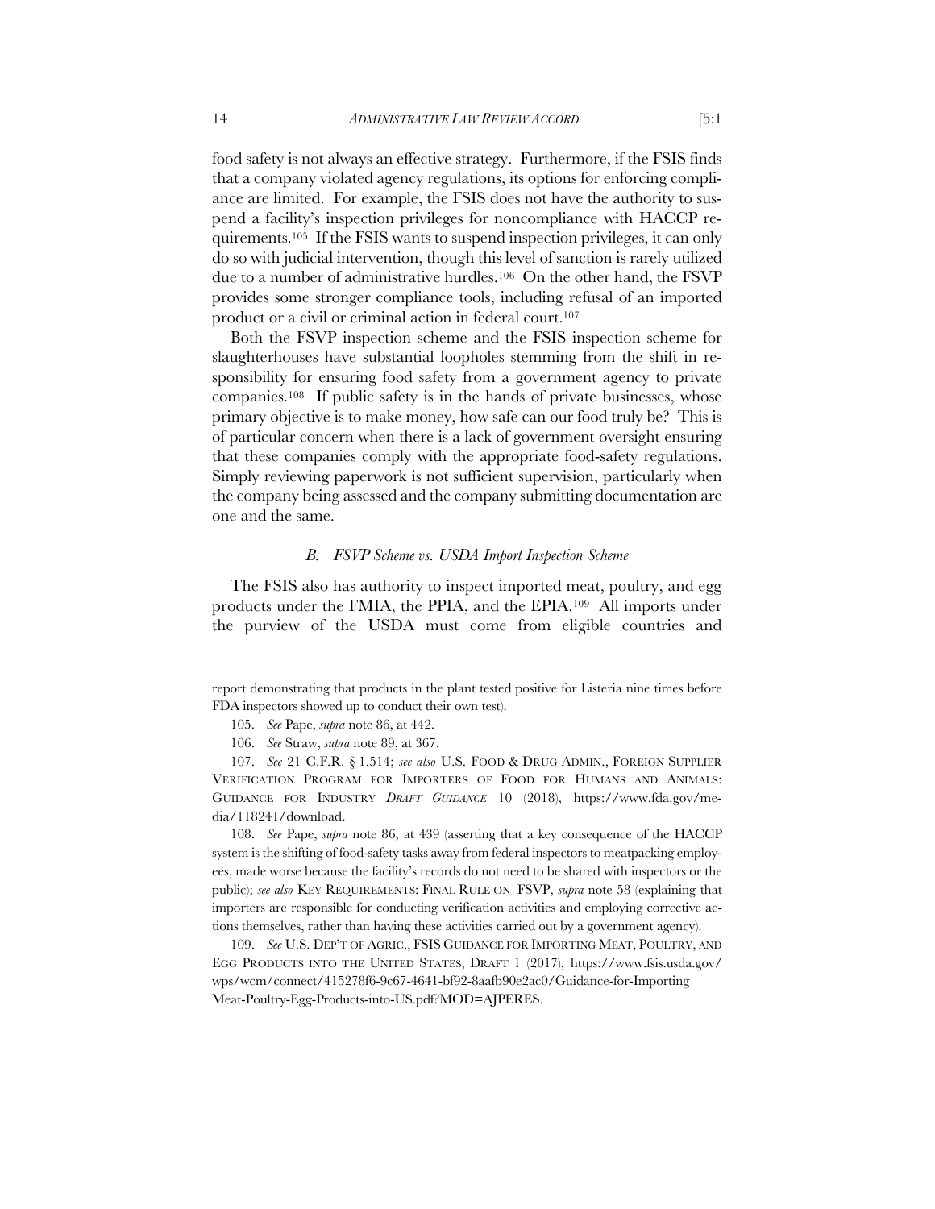food safety is not always an effective strategy. Furthermore, if the FSIS finds that a company violated agency regulations, its options for enforcing compliance are limited. For example, the FSIS does not have the authority to suspend a facility's inspection privileges for noncompliance with HACCP requirements.[105] If the FSIS wants to suspend inspection privileges, it can only do so with judicial intervention, though this level of sanction is rarely utilized due to a number of administrative hurdles.[106] On the other hand, the FSVP provides some stronger compliance tools, including refusal of an imported product or a civil or criminal action in federal court.[107]

Both the FSVP inspection scheme and the FSIS inspection scheme for slaughterhouses have substantial loopholes stemming from the shift in responsibility for ensuring food safety from a government agency to private companies.[108] If public safety is in the hands of private businesses, whose primary objective is to make money, how safe can our food truly be? This is of particular concern when there is a lack of government oversight ensuring that these companies comply with the appropriate food-safety regulations. Simply reviewing paperwork is not sufficient supervision, particularly when the company being assessed and the company submitting documentation are one and the same.

### *B. FSVP Scheme vs. USDA Import Inspection Scheme*

The FSIS also has authority to inspect imported meat, poultry, and egg products under the FMIA, the PPIA, and the EPIA.[109] All imports under the purview of the USDA must come from eligible countries and

---

report demonstrating that products in the plant tested positive for Listeria nine times before FDA inspectors showed up to conduct their own test).

105. *See* Pape, *supra* note 86, at 442.

106. *See* Straw, *supra* note 89, at 367.

107. *See* 21 C.F.R. § 1.514; *see also* U.S. FOOD & DRUG ADMIN., FOREIGN SUPPLIER VERIFICATION PROGRAM FOR IMPORTERS OF FOOD FOR HUMANS AND ANIMALS: GUIDANCE FOR INDUSTRY *DRAFT GUIDANCE* 10 (2018), https://www.fda.gov/media/118241/download.

108. *See* Pape, *supra* note 86, at 439 (asserting that a key consequence of the HACCP system is the shifting of food-safety tasks away from federal inspectors to meatpacking employees, made worse because the facility's records do not need to be shared with inspectors or the public); *see also* KEY REQUIREMENTS: FINAL RULE ON FSVP, *supra* note 58 (explaining that importers are responsible for conducting verification activities and employing corrective actions themselves, rather than having these activities carried out by a government agency).

109. *See* U.S. DEP'T OF AGRIC., FSIS GUIDANCE FOR IMPORTING MEAT, POULTRY, AND EGG PRODUCTS INTO THE UNITED STATES, DRAFT 1 (2017), https://www.fsis.usda.gov/wps/wcm/connect/415278f6-9c67-4641-bf92-8aafb90e2ac0/Guidance-for-Importing Meat-Poultry-Egg-Products-into-US.pdf?MOD=AJPERES.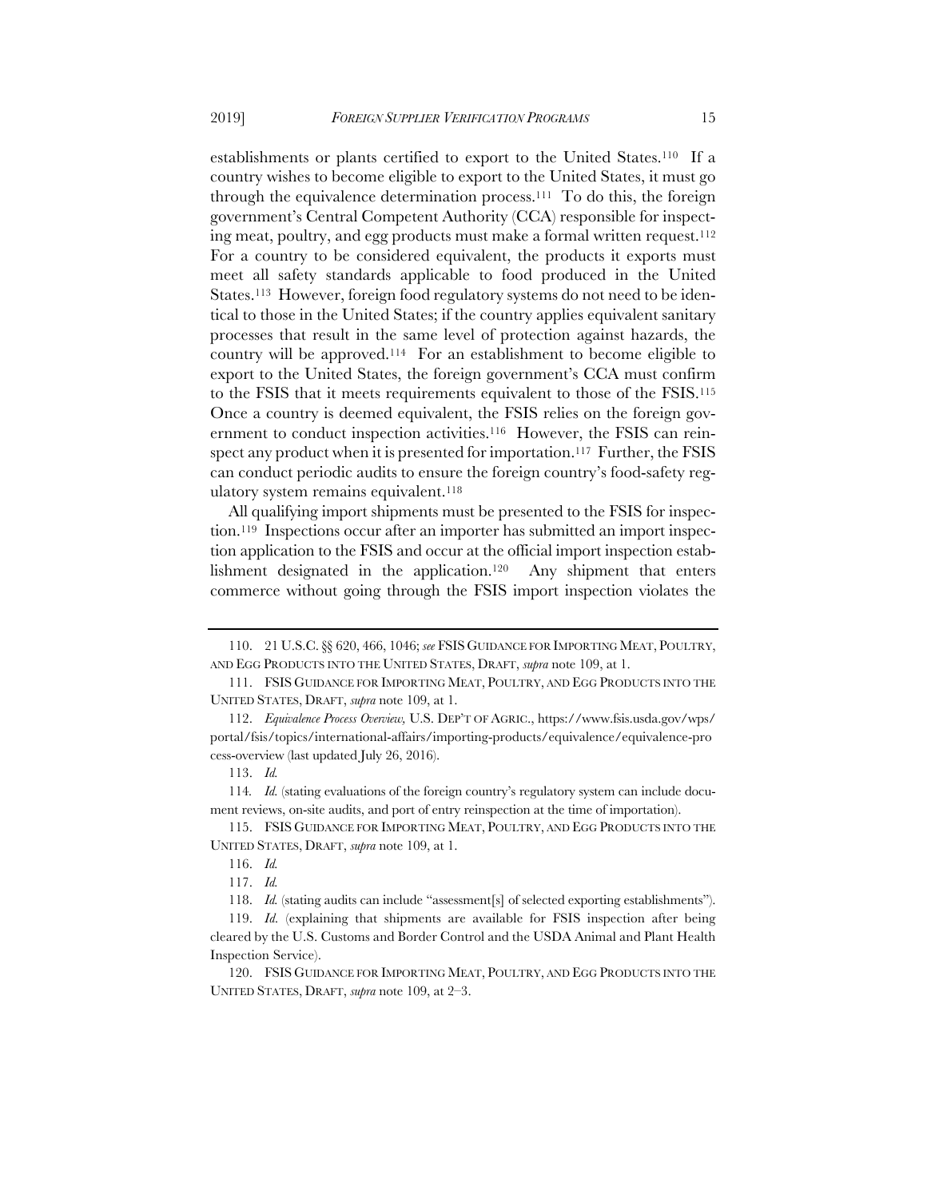establishments or plants certified to export to the United States.[110] If a country wishes to become eligible to export to the United States, it must go through the equivalence determination process.[111] To do this, the foreign government's Central Competent Authority (CCA) responsible for inspecting meat, poultry, and egg products must make a formal written request.[112] For a country to be considered equivalent, the products it exports must meet all safety standards applicable to food produced in the United States.[113] However, foreign food regulatory systems do not need to be identical to those in the United States; if the country applies equivalent sanitary processes that result in the same level of protection against hazards, the country will be approved.[114] For an establishment to become eligible to export to the United States, the foreign government's CCA must confirm to the FSIS that it meets requirements equivalent to those of the FSIS.[115] Once a country is deemed equivalent, the FSIS relies on the foreign government to conduct inspection activities.[116] However, the FSIS can reinspect any product when it is presented for importation.[117] Further, the FSIS can conduct periodic audits to ensure the foreign country's food-safety regulatory system remains equivalent.[118]

All qualifying import shipments must be presented to the FSIS for inspection.[119] Inspections occur after an importer has submitted an import inspection application to the FSIS and occur at the official import inspection establishment designated in the application.[120] Any shipment that enters commerce without going through the FSIS import inspection violates the

---

110. 21 U.S.C. §§ 620, 466, 1046; *see* FSIS GUIDANCE FOR IMPORTING MEAT, POULTRY, AND EGG PRODUCTS INTO THE UNITED STATES, DRAFT, *supra* note 109, at 1.

111. FSIS GUIDANCE FOR IMPORTING MEAT, POULTRY, AND EGG PRODUCTS INTO THE UNITED STATES, DRAFT, *supra* note 109, at 1.

112. *Equivalence Process Overview,* U.S. DEP'T OF AGRIC., https://www.fsis.usda.gov/wps/portal/fsis/topics/international-affairs/importing-products/equivalence/equivalence-process-overview (last updated July 26, 2016).

113. *Id.*

114. *Id.* (stating evaluations of the foreign country's regulatory system can include document reviews, on-site audits, and port of entry reinspection at the time of importation).

115. FSIS GUIDANCE FOR IMPORTING MEAT, POULTRY, AND EGG PRODUCTS INTO THE UNITED STATES, DRAFT, *supra* note 109, at 1.

116. *Id.*

117. *Id.*

118. *Id.* (stating audits can include "assessment[s] of selected exporting establishments").

119. *Id.* (explaining that shipments are available for FSIS inspection after being cleared by the U.S. Customs and Border Control and the USDA Animal and Plant Health Inspection Service).

120. FSIS GUIDANCE FOR IMPORTING MEAT, POULTRY, AND EGG PRODUCTS INTO THE UNITED STATES, DRAFT, *supra* note 109, at 2–3.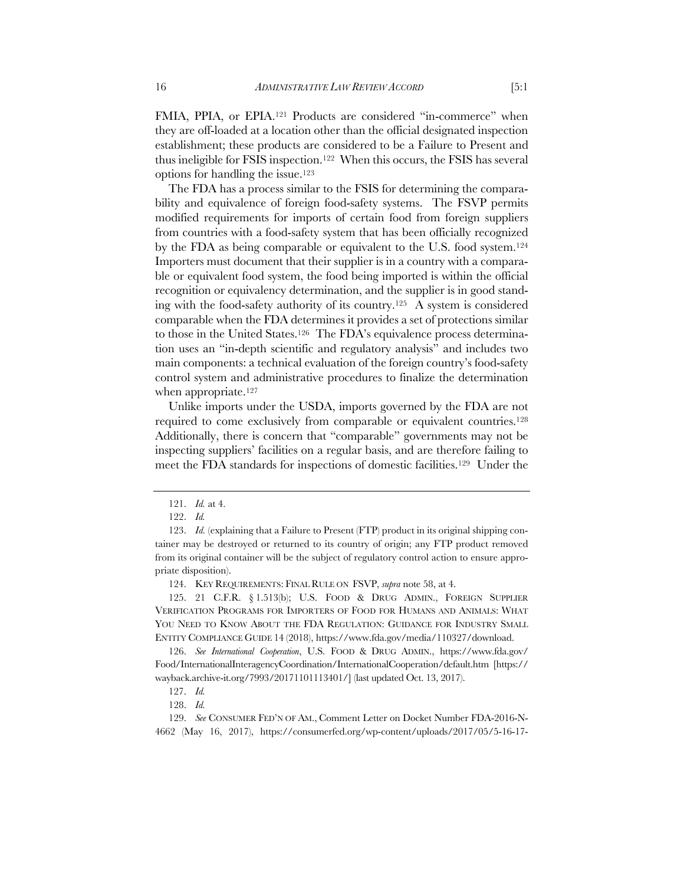FMIA, PPIA, or EPIA.[121] Products are considered "in-commerce" when they are off-loaded at a location other than the official designated inspection establishment; these products are considered to be a Failure to Present and thus ineligible for FSIS inspection.[122] When this occurs, the FSIS has several options for handling the issue.[123]

The FDA has a process similar to the FSIS for determining the comparability and equivalence of foreign food-safety systems. The FSVP permits modified requirements for imports of certain food from foreign suppliers from countries with a food-safety system that has been officially recognized by the FDA as being comparable or equivalent to the U.S. food system.[124] Importers must document that their supplier is in a country with a comparable or equivalent food system, the food being imported is within the official recognition or equivalency determination, and the supplier is in good standing with the food-safety authority of its country.[125] A system is considered comparable when the FDA determines it provides a set of protections similar to those in the United States.[126] The FDA's equivalence process determination uses an "in-depth scientific and regulatory analysis" and includes two main components: a technical evaluation of the foreign country's food-safety control system and administrative procedures to finalize the determination when appropriate.[127]

Unlike imports under the USDA, imports governed by the FDA are not required to come exclusively from comparable or equivalent countries.[128] Additionally, there is concern that "comparable" governments may not be inspecting suppliers' facilities on a regular basis, and are therefore failing to meet the FDA standards for inspections of domestic facilities.[129] Under the

---

121. *Id.* at 4.

122. *Id.*

123. *Id.* (explaining that a Failure to Present (FTP) product in its original shipping container may be destroyed or returned to its country of origin; any FTP product removed from its original container will be the subject of regulatory control action to ensure appropriate disposition).

124. KEY REQUIREMENTS: FINAL RULE ON FSVP, *supra* note 58, at 4.

125. 21 C.F.R. § 1.513(b); U.S. FOOD & DRUG ADMIN., FOREIGN SUPPLIER VERIFICATION PROGRAMS FOR IMPORTERS OF FOOD FOR HUMANS AND ANIMALS: WHAT YOU NEED TO KNOW ABOUT THE FDA REGULATION: GUIDANCE FOR INDUSTRY SMALL ENTITY COMPLIANCE GUIDE 14 (2018), https://www.fda.gov/media/110327/download.

126. *See International Cooperation*, U.S. FOOD & DRUG ADMIN., https://www.fda.gov/Food/InternationalInteragencyCoordination/InternationalCooperation/default.htm [https://wayback.archive-it.org/7993/20171101113401/] (last updated Oct. 13, 2017).

127. *Id.*

128. *Id.*

129. *See* CONSUMER FED'N OF AM., Comment Letter on Docket Number FDA-2016-N-4662 (May 16, 2017), https://consumerfed.org/wp-content/uploads/2017/05/5-16-17-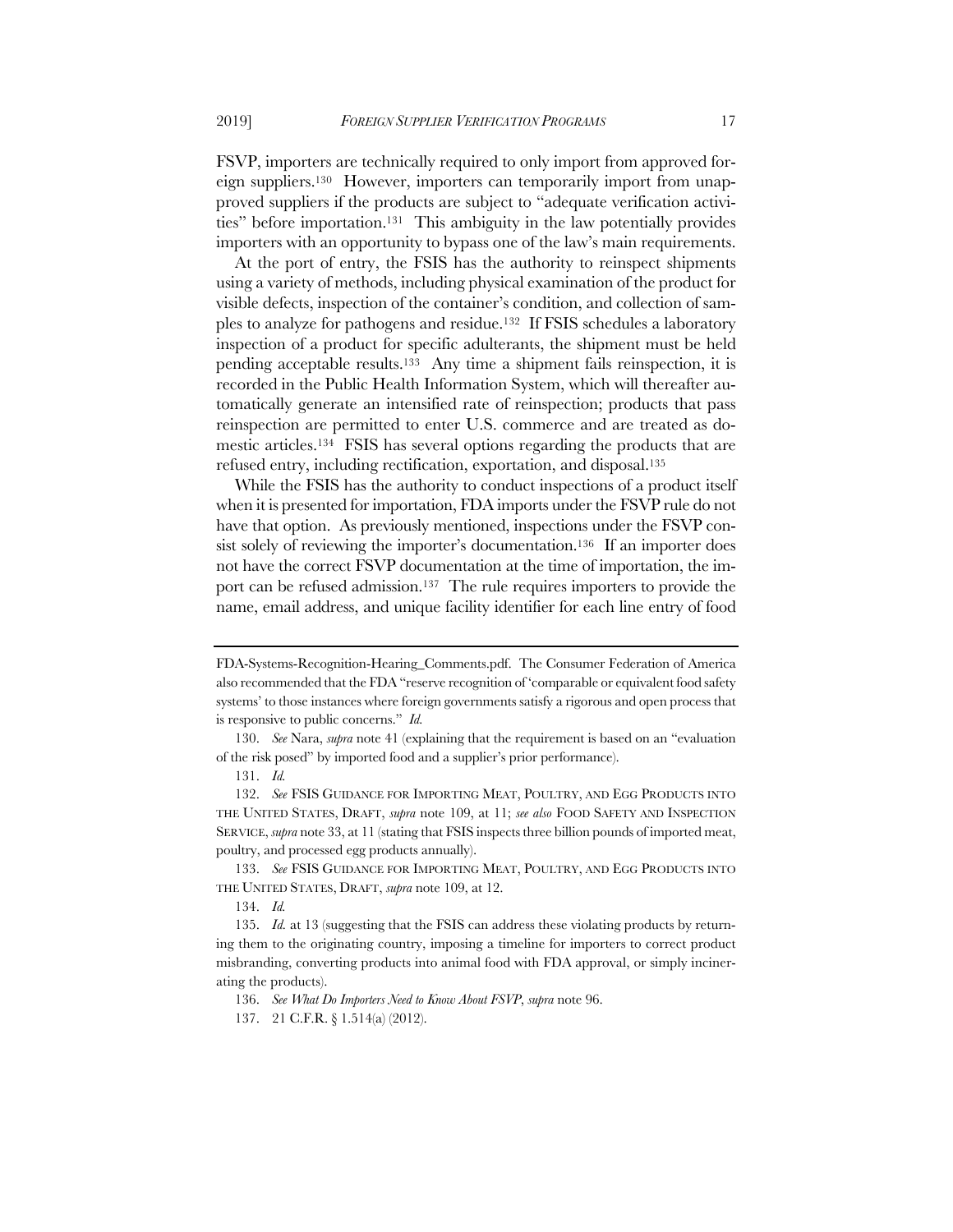FSVP, importers are technically required to only import from approved foreign suppliers.[130] However, importers can temporarily import from unapproved suppliers if the products are subject to "adequate verification activities" before importation.[131] This ambiguity in the law potentially provides importers with an opportunity to bypass one of the law's main requirements.

At the port of entry, the FSIS has the authority to reinspect shipments using a variety of methods, including physical examination of the product for visible defects, inspection of the container's condition, and collection of samples to analyze for pathogens and residue.[132] If FSIS schedules a laboratory inspection of a product for specific adulterants, the shipment must be held pending acceptable results.[133] Any time a shipment fails reinspection, it is recorded in the Public Health Information System, which will thereafter automatically generate an intensified rate of reinspection; products that pass reinspection are permitted to enter U.S. commerce and are treated as domestic articles.[134] FSIS has several options regarding the products that are refused entry, including rectification, exportation, and disposal.[135]

While the FSIS has the authority to conduct inspections of a product itself when it is presented for importation, FDA imports under the FSVP rule do not have that option. As previously mentioned, inspections under the FSVP consist solely of reviewing the importer's documentation.[136] If an importer does not have the correct FSVP documentation at the time of importation, the import can be refused admission.[137] The rule requires importers to provide the name, email address, and unique facility identifier for each line entry of food

---

FDA-Systems-Recognition-Hearing_Comments.pdf. The Consumer Federation of America also recommended that the FDA "reserve recognition of 'comparable or equivalent food safety systems' to those instances where foreign governments satisfy a rigorous and open process that is responsive to public concerns." *Id.*

130. *See* Nara, *supra* note 41 (explaining that the requirement is based on an "evaluation of the risk posed" by imported food and a supplier's prior performance).

131. *Id.*

132. *See* FSIS GUIDANCE FOR IMPORTING MEAT, POULTRY, AND EGG PRODUCTS INTO THE UNITED STATES, DRAFT, *supra* note 109, at 11; *see also* FOOD SAFETY AND INSPECTION SERVICE, *supra* note 33, at 11 (stating that FSIS inspects three billion pounds of imported meat, poultry, and processed egg products annually).

133. *See* FSIS GUIDANCE FOR IMPORTING MEAT, POULTRY, AND EGG PRODUCTS INTO THE UNITED STATES, DRAFT, *supra* note 109, at 12.

134. *Id.*

135. *Id.* at 13 (suggesting that the FSIS can address these violating products by returning them to the originating country, imposing a timeline for importers to correct product misbranding, converting products into animal food with FDA approval, or simply incinerating the products).

136. *See What Do Importers Need to Know About FSVP*, *supra* note 96.

137. 21 C.F.R. § 1.514(a) (2012).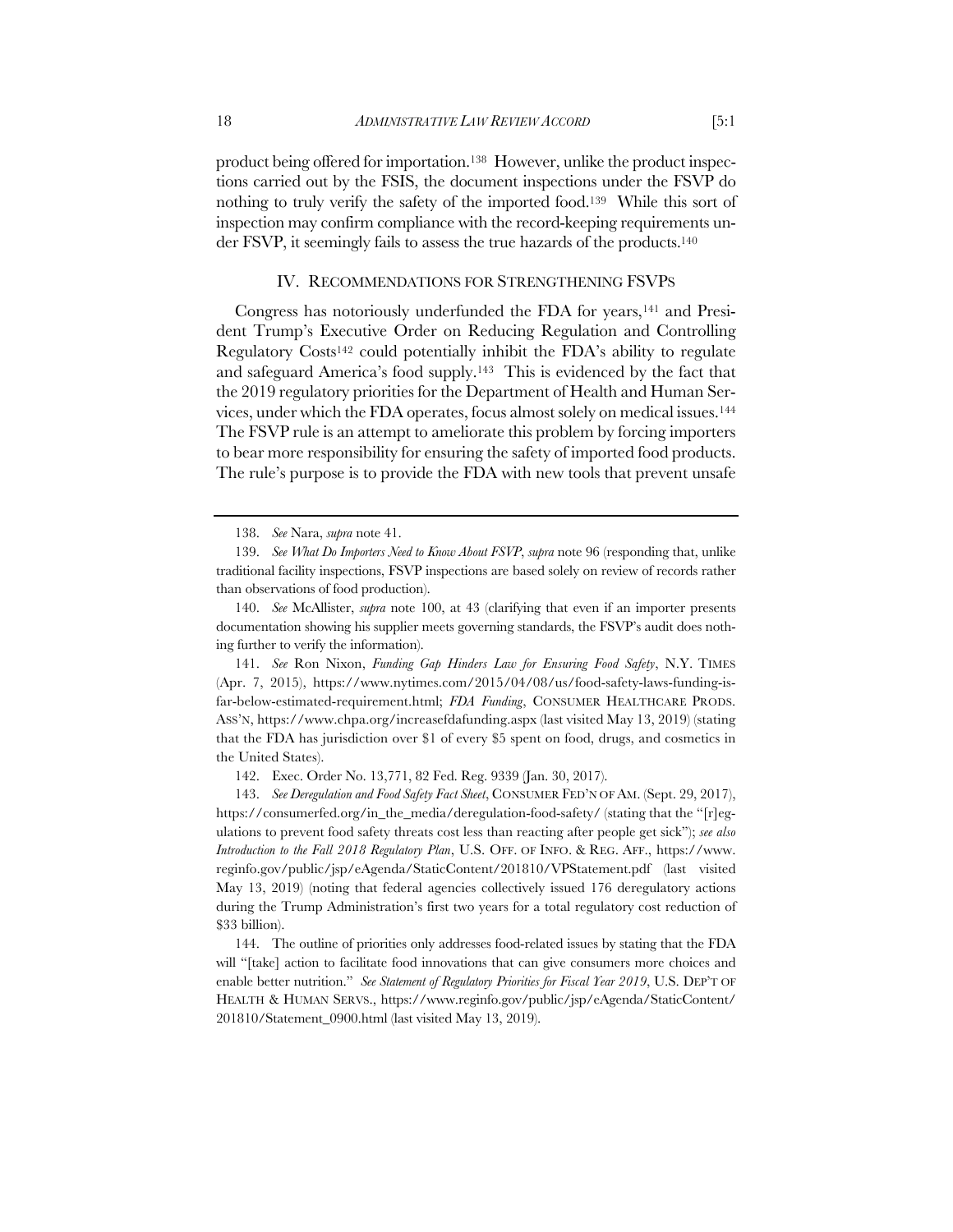product being offered for importation.[138] However, unlike the product inspections carried out by the FSIS, the document inspections under the FSVP do nothing to truly verify the safety of the imported food.[139] While this sort of inspection may confirm compliance with the record-keeping requirements under FSVP, it seemingly fails to assess the true hazards of the products.[140]

## IV. RECOMMENDATIONS FOR STRENGTHENING FSVPS

Congress has notoriously underfunded the FDA for years,[141] and President Trump's Executive Order on Reducing Regulation and Controlling Regulatory Costs[142] could potentially inhibit the FDA's ability to regulate and safeguard America's food supply.[143] This is evidenced by the fact that the 2019 regulatory priorities for the Department of Health and Human Services, under which the FDA operates, focus almost solely on medical issues.[144] The FSVP rule is an attempt to ameliorate this problem by forcing importers to bear more responsibility for ensuring the safety of imported food products. The rule's purpose is to provide the FDA with new tools that prevent unsafe

---

138. *See* Nara, *supra* note 41.

139. *See What Do Importers Need to Know About FSVP*, *supra* note 96 (responding that, unlike traditional facility inspections, FSVP inspections are based solely on review of records rather than observations of food production).

140. *See* McAllister, *supra* note 100, at 43 (clarifying that even if an importer presents documentation showing his supplier meets governing standards, the FSVP's audit does nothing further to verify the information).

141. *See* Ron Nixon, *Funding Gap Hinders Law for Ensuring Food Safety*, N.Y. TIMES (Apr. 7, 2015), https://www.nytimes.com/2015/04/08/us/food-safety-laws-funding-is-far-below-estimated-requirement.html; *FDA Funding*, CONSUMER HEALTHCARE PRODS. ASS'N, https://www.chpa.org/increasefdafunding.aspx (last visited May 13, 2019) (stating that the FDA has jurisdiction over $1 of every $5 spent on food, drugs, and cosmetics in the United States).

142. Exec. Order No. 13,771, 82 Fed. Reg. 9339 (Jan. 30, 2017).

143. *See Deregulation and Food Safety Fact Sheet*, CONSUMER FED'N OF AM. (Sept. 29, 2017), https://consumerfed.org/in_the_media/deregulation-food-safety/ (stating that the "[r]egulations to prevent food safety threats cost less than reacting after people get sick"); *see also Introduction to the Fall 2018 Regulatory Plan*, U.S. OFF. OF INFO. & REG. AFF., https://www.reginfo.gov/public/jsp/eAgenda/StaticContent/201810/VPStatement.pdf (last visited May 13, 2019) (noting that federal agencies collectively issued 176 deregulatory actions during the Trump Administration's first two years for a total regulatory cost reduction of $33 billion).

144. The outline of priorities only addresses food-related issues by stating that the FDA will "[take] action to facilitate food innovations that can give consumers more choices and enable better nutrition." *See Statement of Regulatory Priorities for Fiscal Year 2019*, U.S. DEP'T OF HEALTH & HUMAN SERVS., https://www.reginfo.gov/public/jsp/eAgenda/StaticContent/201810/Statement_0900.html (last visited May 13, 2019).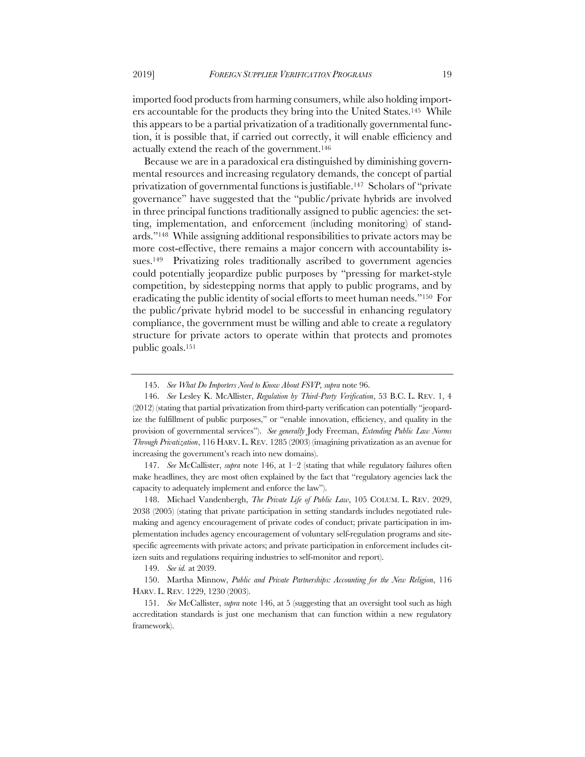imported food products from harming consumers, while also holding importers accountable for the products they bring into the United States.[145] While this appears to be a partial privatization of a traditionally governmental function, it is possible that, if carried out correctly, it will enable efficiency and actually extend the reach of the government.[146]

Because we are in a paradoxical era distinguished by diminishing governmental resources and increasing regulatory demands, the concept of partial privatization of governmental functions is justifiable.[147] Scholars of "private governance" have suggested that the "public/private hybrids are involved in three principal functions traditionally assigned to public agencies: the setting, implementation, and enforcement (including monitoring) of standards."[148] While assigning additional responsibilities to private actors may be more cost-effective, there remains a major concern with accountability issues.[149] Privatizing roles traditionally ascribed to government agencies could potentially jeopardize public purposes by "pressing for market-style competition, by sidestepping norms that apply to public programs, and by eradicating the public identity of social efforts to meet human needs."[150] For the public/private hybrid model to be successful in enhancing regulatory compliance, the government must be willing and able to create a regulatory structure for private actors to operate within that protects and promotes public goals.[151]

---

145. *See What Do Importers Need to Know About FSVP*, *supra* note 96.

146. *See* Lesley K. McAllister, *Regulation by Third-Party Verification*, 53 B.C. L. REV. 1, 4 (2012) (stating that partial privatization from third-party verification can potentially "jeopardize the fulfillment of public purposes," or "enable innovation, efficiency, and quality in the provision of governmental services"). *See generally* Jody Freeman, *Extending Public Law Norms Through Privatization*, 116 HARV. L. REV. 1285 (2003) (imagining privatization as an avenue for increasing the government's reach into new domains).

147. *See* McCallister, *supra* note 146, at 1–2 (stating that while regulatory failures often make headlines, they are most often explained by the fact that "regulatory agencies lack the capacity to adequately implement and enforce the law").

148. Michael Vandenbergh, *The Private Life of Public Law*, 105 COLUM. L. REV. 2029, 2038 (2005) (stating that private participation in setting standards includes negotiated rulemaking and agency encouragement of private codes of conduct; private participation in implementation includes agency encouragement of voluntary self-regulation programs and site-specific agreements with private actors; and private participation in enforcement includes citizen suits and regulations requiring industries to self-monitor and report).

149. *See id.* at 2039.

150. Martha Minnow, *Public and Private Partnerships: Accounting for the New Religion*, 116 HARV. L. REV. 1229, 1230 (2003).

151. *See* McCallister, *supra* note 146, at 5 (suggesting that an oversight tool such as high accreditation standards is just one mechanism that can function within a new regulatory framework).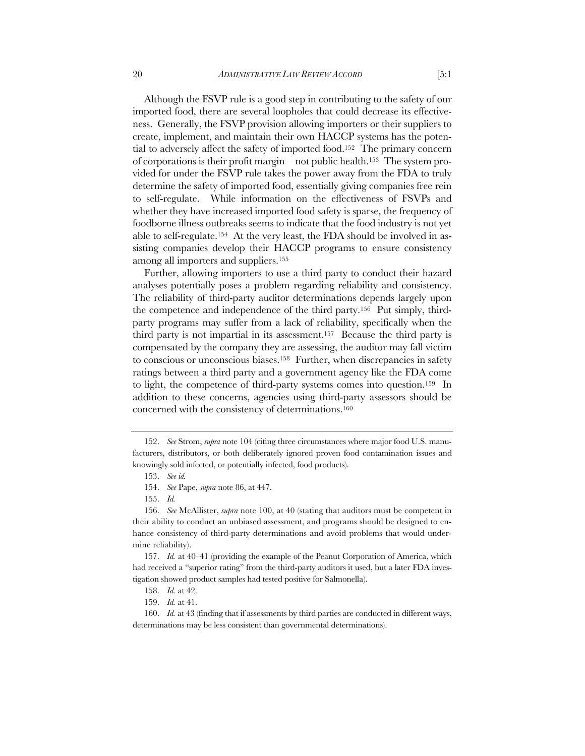Although the FSVP rule is a good step in contributing to the safety of our imported food, there are several loopholes that could decrease its effectiveness. Generally, the FSVP provision allowing importers or their suppliers to create, implement, and maintain their own HACCP systems has the potential to adversely affect the safety of imported food.[152] The primary concern of corporations is their profit margin—not public health.[153] The system provided for under the FSVP rule takes the power away from the FDA to truly determine the safety of imported food, essentially giving companies free rein to self-regulate. While information on the effectiveness of FSVPs and whether they have increased imported food safety is sparse, the frequency of foodborne illness outbreaks seems to indicate that the food industry is not yet able to self-regulate.[154] At the very least, the FDA should be involved in assisting companies develop their HACCP programs to ensure consistency among all importers and suppliers.[155]

Further, allowing importers to use a third party to conduct their hazard analyses potentially poses a problem regarding reliability and consistency. The reliability of third-party auditor determinations depends largely upon the competence and independence of the third party.[156] Put simply, third-party programs may suffer from a lack of reliability, specifically when the third party is not impartial in its assessment.[157] Because the third party is compensated by the company they are assessing, the auditor may fall victim to conscious or unconscious biases.[158] Further, when discrepancies in safety ratings between a third party and a government agency like the FDA come to light, the competence of third-party systems comes into question.[159] In addition to these concerns, agencies using third-party assessors should be concerned with the consistency of determinations.[160]

---

152. *See* Strom, *supra* note 104 (citing three circumstances where major food U.S. manufacturers, distributors, or both deliberately ignored proven food contamination issues and knowingly sold infected, or potentially infected, food products).

153. *See id.*

154. *See* Pape, *supra* note 86, at 447.

155. *Id.*

156. *See* McAllister, *supra* note 100, at 40 (stating that auditors must be competent in their ability to conduct an unbiased assessment, and programs should be designed to enhance consistency of third-party determinations and avoid problems that would undermine reliability).

157. *Id.* at 40–41 (providing the example of the Peanut Corporation of America, which had received a "superior rating" from the third-party auditors it used, but a later FDA investigation showed product samples had tested positive for Salmonella).

158. *Id.* at 42.

159. *Id.* at 41.

160. *Id.* at 43 (finding that if assessments by third parties are conducted in different ways, determinations may be less consistent than governmental determinations).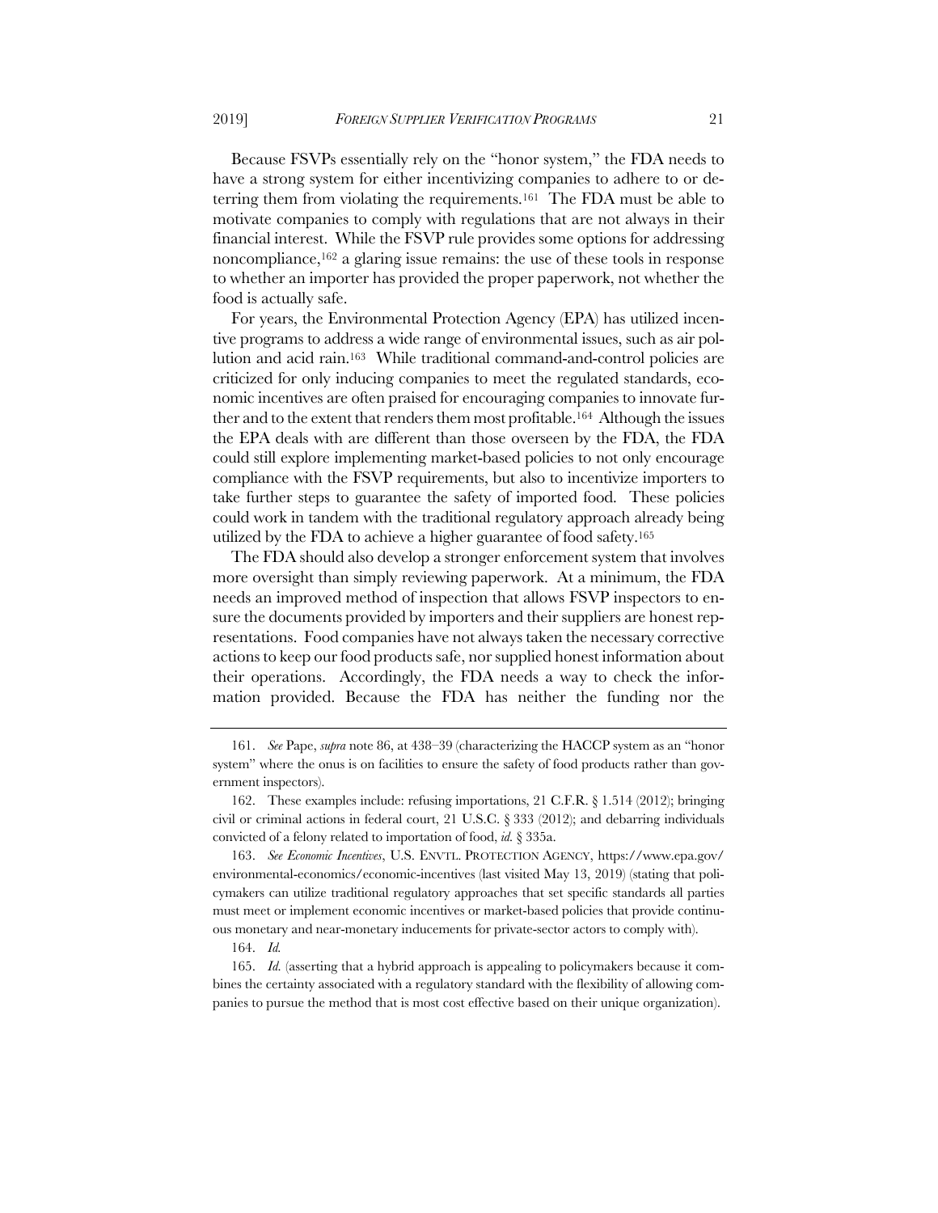Because FSVPs essentially rely on the "honor system," the FDA needs to have a strong system for either incentivizing companies to adhere to or deterring them from violating the requirements.[161] The FDA must be able to motivate companies to comply with regulations that are not always in their financial interest. While the FSVP rule provides some options for addressing noncompliance,[162] a glaring issue remains: the use of these tools in response to whether an importer has provided the proper paperwork, not whether the food is actually safe.

For years, the Environmental Protection Agency (EPA) has utilized incentive programs to address a wide range of environmental issues, such as air pollution and acid rain.[163] While traditional command-and-control policies are criticized for only inducing companies to meet the regulated standards, economic incentives are often praised for encouraging companies to innovate further and to the extent that renders them most profitable.[164] Although the issues the EPA deals with are different than those overseen by the FDA, the FDA could still explore implementing market-based policies to not only encourage compliance with the FSVP requirements, but also to incentivize importers to take further steps to guarantee the safety of imported food. These policies could work in tandem with the traditional regulatory approach already being utilized by the FDA to achieve a higher guarantee of food safety.[165]

The FDA should also develop a stronger enforcement system that involves more oversight than simply reviewing paperwork. At a minimum, the FDA needs an improved method of inspection that allows FSVP inspectors to ensure the documents provided by importers and their suppliers are honest representations. Food companies have not always taken the necessary corrective actions to keep our food products safe, nor supplied honest information about their operations. Accordingly, the FDA needs a way to check the information provided. Because the FDA has neither the funding nor the

---

161. *See* Pape, *supra* note 86, at 438–39 (characterizing the HACCP system as an "honor system" where the onus is on facilities to ensure the safety of food products rather than government inspectors).

162. These examples include: refusing importations, 21 C.F.R. § 1.514 (2012); bringing civil or criminal actions in federal court, 21 U.S.C. § 333 (2012); and debarring individuals convicted of a felony related to importation of food, *id.* § 335a.

163. *See Economic Incentives*, U.S. ENVTL. PROTECTION AGENCY, https://www.epa.gov/environmental-economics/economic-incentives (last visited May 13, 2019) (stating that policymakers can utilize traditional regulatory approaches that set specific standards all parties must meet or implement economic incentives or market-based policies that provide continuous monetary and near-monetary inducements for private-sector actors to comply with).

164. *Id.*

165. *Id.* (asserting that a hybrid approach is appealing to policymakers because it combines the certainty associated with a regulatory standard with the flexibility of allowing companies to pursue the method that is most cost effective based on their unique organization).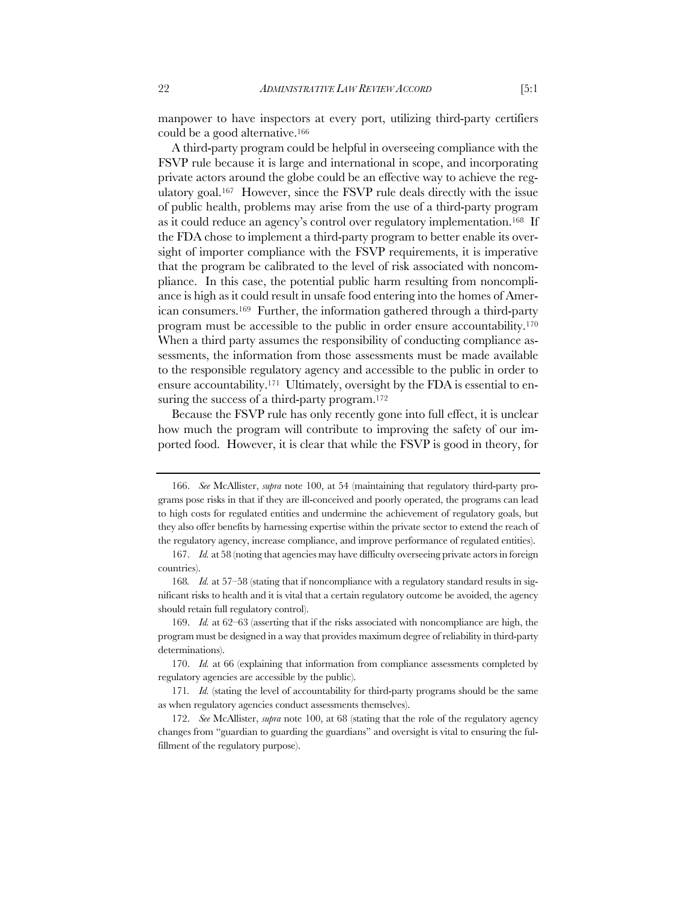manpower to have inspectors at every port, utilizing third-party certifiers could be a good alternative.[166]

A third-party program could be helpful in overseeing compliance with the FSVP rule because it is large and international in scope, and incorporating private actors around the globe could be an effective way to achieve the regulatory goal.[167] However, since the FSVP rule deals directly with the issue of public health, problems may arise from the use of a third-party program as it could reduce an agency's control over regulatory implementation.[168] If the FDA chose to implement a third-party program to better enable its oversight of importer compliance with the FSVP requirements, it is imperative that the program be calibrated to the level of risk associated with noncompliance. In this case, the potential public harm resulting from noncompliance is high as it could result in unsafe food entering into the homes of American consumers.[169] Further, the information gathered through a third-party program must be accessible to the public in order ensure accountability.[170] When a third party assumes the responsibility of conducting compliance assessments, the information from those assessments must be made available to the responsible regulatory agency and accessible to the public in order to ensure accountability.[171] Ultimately, oversight by the FDA is essential to ensuring the success of a third-party program.[172]

Because the FSVP rule has only recently gone into full effect, it is unclear how much the program will contribute to improving the safety of our imported food. However, it is clear that while the FSVP is good in theory, for

---

166. *See* McAllister, *supra* note 100, at 54 (maintaining that regulatory third-party programs pose risks in that if they are ill-conceived and poorly operated, the programs can lead to high costs for regulated entities and undermine the achievement of regulatory goals, but they also offer benefits by harnessing expertise within the private sector to extend the reach of the regulatory agency, increase compliance, and improve performance of regulated entities).

167. *Id.* at 58 (noting that agencies may have difficulty overseeing private actors in foreign countries).

168. *Id.* at 57–58 (stating that if noncompliance with a regulatory standard results in significant risks to health and it is vital that a certain regulatory outcome be avoided, the agency should retain full regulatory control).

169. *Id.* at 62–63 (asserting that if the risks associated with noncompliance are high, the program must be designed in a way that provides maximum degree of reliability in third-party determinations).

170. *Id.* at 66 (explaining that information from compliance assessments completed by regulatory agencies are accessible by the public).

171. *Id.* (stating the level of accountability for third-party programs should be the same as when regulatory agencies conduct assessments themselves).

172. *See* McAllister, *supra* note 100, at 68 (stating that the role of the regulatory agency changes from "guardian to guarding the guardians" and oversight is vital to ensuring the fulfillment of the regulatory purpose).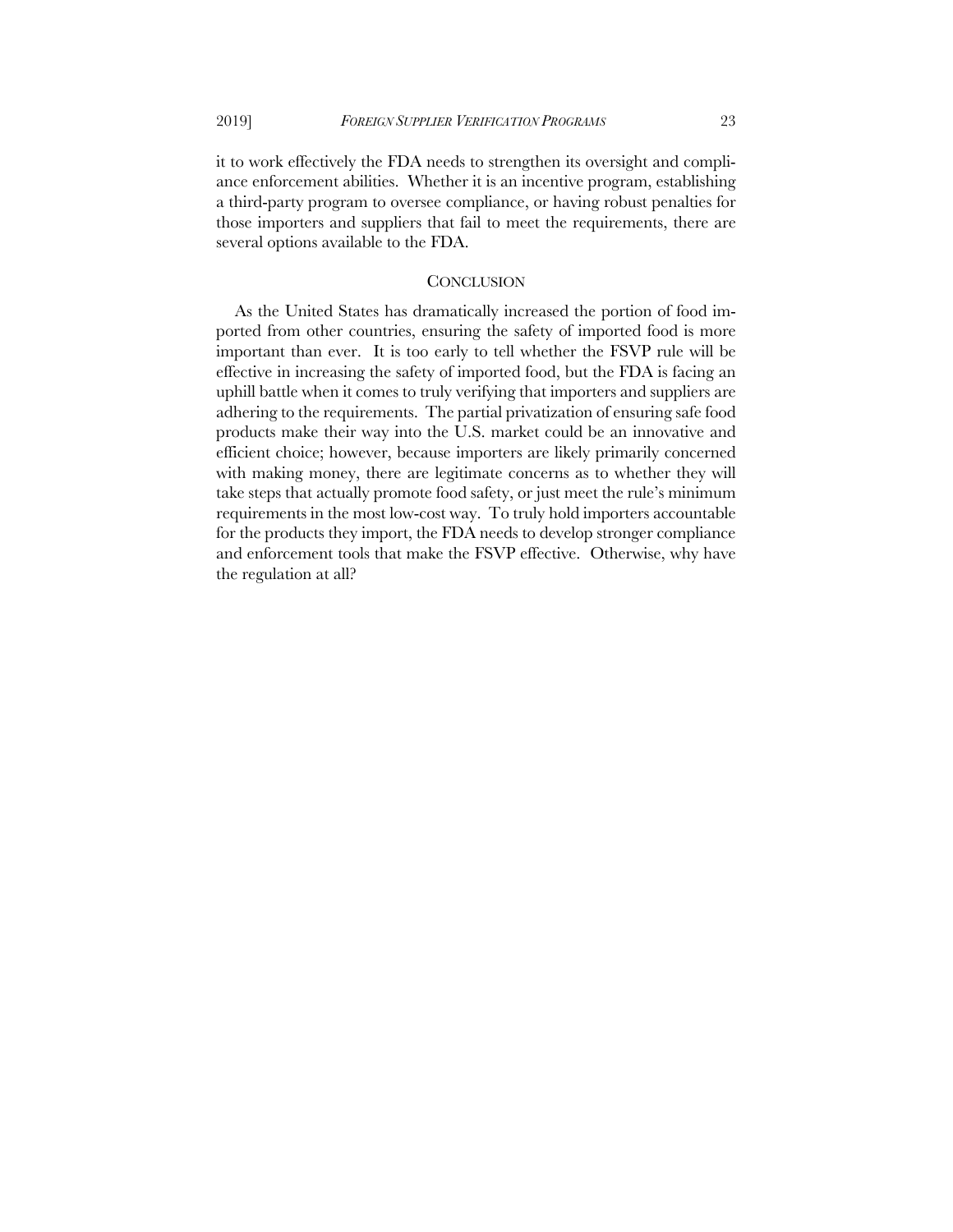it to work effectively the FDA needs to strengthen its oversight and compliance enforcement abilities. Whether it is an incentive program, establishing a third-party program to oversee compliance, or having robust penalties for those importers and suppliers that fail to meet the requirements, there are several options available to the FDA.

## CONCLUSION

As the United States has dramatically increased the portion of food imported from other countries, ensuring the safety of imported food is more important than ever. It is too early to tell whether the FSVP rule will be effective in increasing the safety of imported food, but the FDA is facing an uphill battle when it comes to truly verifying that importers and suppliers are adhering to the requirements. The partial privatization of ensuring safe food products make their way into the U.S. market could be an innovative and efficient choice; however, because importers are likely primarily concerned with making money, there are legitimate concerns as to whether they will take steps that actually promote food safety, or just meet the rule's minimum requirements in the most low-cost way. To truly hold importers accountable for the products they import, the FDA needs to develop stronger compliance and enforcement tools that make the FSVP effective. Otherwise, why have the regulation at all?